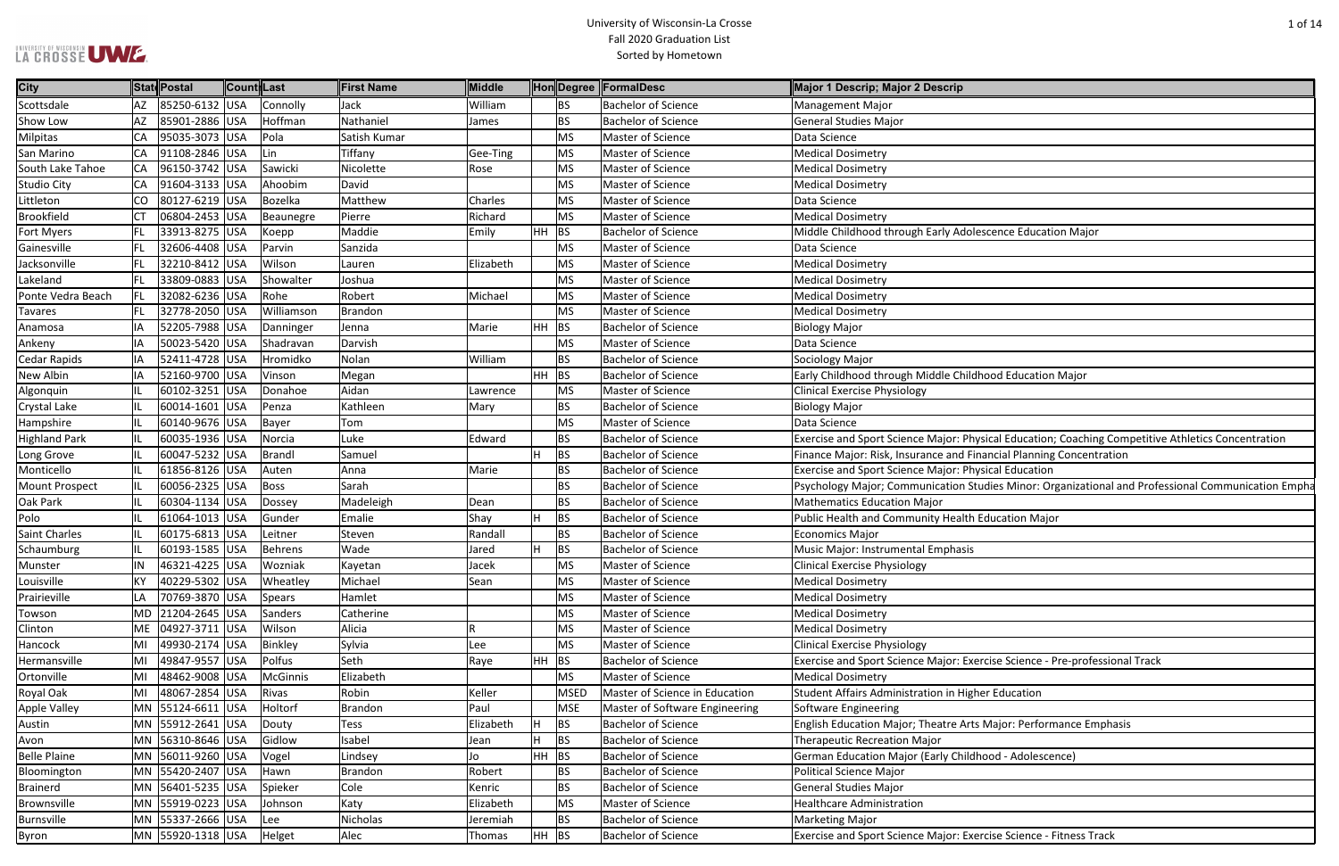# University of Wisconsin-La Crosse
## Fall 2020 Graduation List
### Sorted by Hometown

| City | State | Postal | Country | Last | First Name | Middle | Hon | Degree | FormalDesc | Major 1 Descrip; Major 2 Descrip |
|---|---|---|---|---|---|---|---|---|---|---|
| Scottsdale | AZ | 85250-6132 | USA | Connolly | Jack | William | | BS | Bachelor of Science | Management Major |
| Show Low | AZ | 85901-2886 | USA | Hoffman | Nathaniel | James | | BS | Bachelor of Science | General Studies Major |
| Milpitas | CA | 95035-3073 | USA | Pola | Satish Kumar | | | MS | Master of Science | Data Science |
| San Marino | CA | 91108-2846 | USA | Lin | Tiffany | Gee-Ting | | MS | Master of Science | Medical Dosimetry |
| South Lake Tahoe | CA | 96150-3742 | USA | Sawicki | Nicolette | Rose | | MS | Master of Science | Medical Dosimetry |
| Studio City | CA | 91604-3133 | USA | Ahoobim | David | | | MS | Master of Science | Medical Dosimetry |
| Littleton | CO | 80127-6219 | USA | Bozelka | Matthew | Charles | | MS | Master of Science | Data Science |
| Brookfield | CT | 06804-2453 | USA | Beaunegre | Pierre | Richard | | MS | Master of Science | Medical Dosimetry |
| Fort Myers | FL | 33913-8275 | USA | Koepp | Maddie | Emily | HH | BS | Bachelor of Science | Middle Childhood through Early Adolescence Education Major |
| Gainesville | FL | 32606-4408 | USA | Parvin | Sanzida | | | MS | Master of Science | Data Science |
| Jacksonville | FL | 32210-8412 | USA | Wilson | Lauren | Elizabeth | | MS | Master of Science | Medical Dosimetry |
| Lakeland | FL | 33809-0883 | USA | Showalter | Joshua | | | MS | Master of Science | Medical Dosimetry |
| Ponte Vedra Beach | FL | 32082-6236 | USA | Rohe | Robert | Michael | | MS | Master of Science | Medical Dosimetry |
| Tavares | FL | 32778-2050 | USA | Williamson | Brandon | | | MS | Master of Science | Medical Dosimetry |
| Anamosa | IA | 52205-7988 | USA | Danninger | Jenna | Marie | HH | BS | Bachelor of Science | Biology Major |
| Ankeny | IA | 50023-5420 | USA | Shadravan | Darvish | | | MS | Master of Science | Data Science |
| Cedar Rapids | IA | 52411-4728 | USA | Hromidko | Nolan | William | | BS | Bachelor of Science | Sociology Major |
| New Albin | IA | 52160-9700 | USA | Vinson | Megan | | HH | BS | Bachelor of Science | Early Childhood through Middle Childhood Education Major |
| Algonquin | IL | 60102-3251 | USA | Donahoe | Aidan | Lawrence | | MS | Master of Science | Clinical Exercise Physiology |
| Crystal Lake | IL | 60014-1601 | USA | Penza | Kathleen | Mary | | BS | Bachelor of Science | Biology Major |
| Hampshire | IL | 60140-9676 | USA | Bayer | Tom | | | MS | Master of Science | Data Science |
| Highland Park | IL | 60035-1936 | USA | Norcia | Luke | Edward | | BS | Bachelor of Science | Exercise and Sport Science Major: Physical Education; Coaching Competitive Athletics Concentration |
| Long Grove | IL | 60047-5232 | USA | Brandl | Samuel | | H | BS | Bachelor of Science | Finance Major: Risk, Insurance and Financial Planning Concentration |
| Monticello | IL | 61856-8126 | USA | Auten | Anna | Marie | | BS | Bachelor of Science | Exercise and Sport Science Major: Physical Education |
| Mount Prospect | IL | 60056-2325 | USA | Boss | Sarah | | | BS | Bachelor of Science | Psychology Major; Communication Studies Minor: Organizational and Professional Communication Empha |
| Oak Park | IL | 60304-1134 | USA | Dossey | Madeleigh | Dean | | BS | Bachelor of Science | Mathematics Education Major |
| Polo | IL | 61064-1013 | USA | Gunder | Emalie | Shay | H | BS | Bachelor of Science | Public Health and Community Health Education Major |
| Saint Charles | IL | 60175-6813 | USA | Leitner | Steven | Randall | | BS | Bachelor of Science | Economics Major |
| Schaumburg | IL | 60193-1585 | USA | Behrens | Wade | Jared | H | BS | Bachelor of Science | Music Major: Instrumental Emphasis |
| Munster | IN | 46321-4225 | USA | Wozniak | Kayetan | Jacek | | MS | Master of Science | Clinical Exercise Physiology |
| Louisville | KY | 40229-5302 | USA | Wheatley | Michael | Sean | | MS | Master of Science | Medical Dosimetry |
| Prairieville | LA | 70769-3870 | USA | Spears | Hamlet | | | MS | Master of Science | Medical Dosimetry |
| Towson | MD | 21204-2645 | USA | Sanders | Catherine | | | MS | Master of Science | Medical Dosimetry |
| Clinton | ME | 04927-3711 | USA | Wilson | Alicia | R | | MS | Master of Science | Medical Dosimetry |
| Hancock | MI | 49930-2174 | USA | Binkley | Sylvia | Lee | | MS | Master of Science | Clinical Exercise Physiology |
| Hermansville | MI | 49847-9557 | USA | Polfus | Seth | Raye | HH | BS | Bachelor of Science | Exercise and Sport Science Major: Exercise Science - Pre-professional Track |
| Ortonville | MI | 48462-9008 | USA | McGinnis | Elizabeth | | | MS | Master of Science | Medical Dosimetry |
| Royal Oak | MI | 48067-2854 | USA | Rivas | Robin | Keller | | MSED | Master of Science in Education | Student Affairs Administration in Higher Education |
| Apple Valley | MN | 55124-6611 | USA | Holtorf | Brandon | Paul | | MSE | Master of Software Engineering | Software Engineering |
| Austin | MN | 55912-2641 | USA | Douty | Tess | Elizabeth | H | BS | Bachelor of Science | English Education Major; Theatre Arts Major: Performance Emphasis |
| Avon | MN | 56310-8646 | USA | Gidlow | Isabel | Jean | H | BS | Bachelor of Science | Therapeutic Recreation Major |
| Belle Plaine | MN | 56011-9260 | USA | Vogel | Lindsey | Jo | HH | BS | Bachelor of Science | German Education Major (Early Childhood - Adolescence) |
| Bloomington | MN | 55420-2407 | USA | Hawn | Brandon | Robert | | BS | Bachelor of Science | Political Science Major |
| Brainerd | MN | 56401-5235 | USA | Spieker | Cole | Kenric | | BS | Bachelor of Science | General Studies Major |
| Brownsville | MN | 55919-0223 | USA | Johnson | Katy | Elizabeth | | MS | Master of Science | Healthcare Administration |
| Burnsville | MN | 55337-2666 | USA | Lee | Nicholas | Jeremiah | | BS | Bachelor of Science | Marketing Major |
| Byron | MN | 55920-1318 | USA | Helget | Alec | Thomas | HH | BS | Bachelor of Science | Exercise and Sport Science Major: Exercise Science - Fitness Track |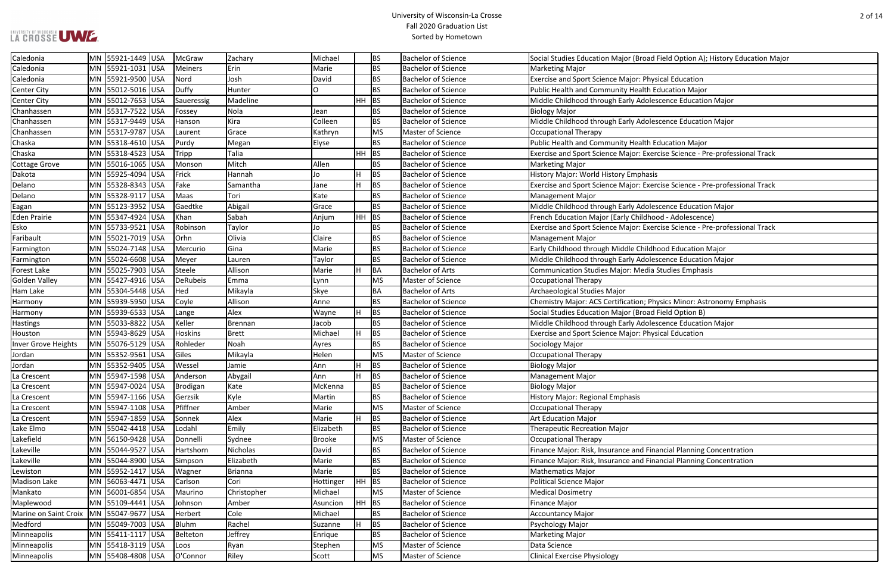| | | | | | | | | | | |
|---|---|---|---|---|---|---|---|---|---|---|
| Caledonia | MN | 55921-1449 | USA | McGraw | Zachary | Michael | | BS | Bachelor of Science | Social Studies Education Major (Broad Field Option A); History Education Major |
| Caledonia | MN | 55921-1031 | USA | Meiners | Erin | Marie | | BS | Bachelor of Science | Marketing Major |
| Caledonia | MN | 55921-9500 | USA | Nord | Josh | David | | BS | Bachelor of Science | Exercise and Sport Science Major: Physical Education |
| Center City | MN | 55012-5016 | USA | Duffy | Hunter | O | | BS | Bachelor of Science | Public Health and Community Health Education Major |
| Center City | MN | 55012-7653 | USA | Saueressig | Madeline | | HH | BS | Bachelor of Science | Middle Childhood through Early Adolescence Education Major |
| Chanhassen | MN | 55317-7522 | USA | Fossey | Nola | Jean | | BS | Bachelor of Science | Biology Major |
| Chanhassen | MN | 55317-9449 | USA | Hanson | Kira | Colleen | | BS | Bachelor of Science | Middle Childhood through Early Adolescence Education Major |
| Chanhassen | MN | 55317-9787 | USA | Laurent | Grace | Kathryn | | MS | Master of Science | Occupational Therapy |
| Chaska | MN | 55318-4610 | USA | Purdy | Megan | Elyse | | BS | Bachelor of Science | Public Health and Community Health Education Major |
| Chaska | MN | 55318-4523 | USA | Tripp | Talia | | HH | BS | Bachelor of Science | Exercise and Sport Science Major: Exercise Science - Pre-professional Track |
| Cottage Grove | MN | 55016-1065 | USA | Monson | Mitch | Allen | | BS | Bachelor of Science | Marketing Major |
| Dakota | MN | 55925-4094 | USA | Frick | Hannah | Jo | H | BS | Bachelor of Science | History Major: World History Emphasis |
| Delano | MN | 55328-8343 | USA | Fake | Samantha | Jane | H | BS | Bachelor of Science | Exercise and Sport Science Major: Exercise Science - Pre-professional Track |
| Delano | MN | 55328-9117 | USA | Maas | Tori | Kate | | BS | Bachelor of Science | Management Major |
| Eagan | MN | 55123-3952 | USA | Gaedtke | Abigail | Grace | | BS | Bachelor of Science | Middle Childhood through Early Adolescence Education Major |
| Eden Prairie | MN | 55347-4924 | USA | Khan | Sabah | Anjum | HH | BS | Bachelor of Science | French Education Major (Early Childhood - Adolescence) |
| Esko | MN | 55733-9521 | USA | Robinson | Taylor | Jo | | BS | Bachelor of Science | Exercise and Sport Science Major: Exercise Science - Pre-professional Track |
| Faribault | MN | 55021-7019 | USA | Orhn | Olivia | Claire | | BS | Bachelor of Science | Management Major |
| Farmington | MN | 55024-7148 | USA | Mercurio | Gina | Marie | | BS | Bachelor of Science | Early Childhood through Middle Childhood Education Major |
| Farmington | MN | 55024-6608 | USA | Meyer | Lauren | Taylor | | BS | Bachelor of Science | Middle Childhood through Early Adolescence Education Major |
| Forest Lake | MN | 55025-7903 | USA | Steele | Allison | Marie | H | BA | Bachelor of Arts | Communication Studies Major: Media Studies Emphasis |
| Golden Valley | MN | 55427-4916 | USA | DeRubeis | Emma | Lynn | | MS | Master of Science | Occupational Therapy |
| Ham Lake | MN | 55304-5448 | USA | Hed | Mikayla | Skye | | BA | Bachelor of Arts | Archaeological Studies Major |
| Harmony | MN | 55939-5950 | USA | Coyle | Allison | Anne | | BS | Bachelor of Science | Chemistry Major: ACS Certification; Physics Minor: Astronomy Emphasis |
| Harmony | MN | 55939-6533 | USA | Lange | Alex | Wayne | H | BS | Bachelor of Science | Social Studies Education Major (Broad Field Option B) |
| Hastings | MN | 55033-8822 | USA | Keller | Brennan | Jacob | | BS | Bachelor of Science | Middle Childhood through Early Adolescence Education Major |
| Houston | MN | 55943-8629 | USA | Hoskins | Brett | Michael | H | BS | Bachelor of Science | Exercise and Sport Science Major: Physical Education |
| Inver Grove Heights | MN | 55076-5129 | USA | Rohleder | Noah | Ayres | | BS | Bachelor of Science | Sociology Major |
| Jordan | MN | 55352-9561 | USA | Giles | Mikayla | Helen | | MS | Master of Science | Occupational Therapy |
| Jordan | MN | 55352-9405 | USA | Wessel | Jamie | Ann | H | BS | Bachelor of Science | Biology Major |
| La Crescent | MN | 55947-1598 | USA | Anderson | Abygail | Ann | H | BS | Bachelor of Science | Management Major |
| La Crescent | MN | 55947-0024 | USA | Brodigan | Kate | McKenna | | BS | Bachelor of Science | Biology Major |
| La Crescent | MN | 55947-1166 | USA | Gerzsik | Kyle | Martin | | BS | Bachelor of Science | History Major: Regional Emphasis |
| La Crescent | MN | 55947-1108 | USA | Pfiffner | Amber | Marie | | MS | Master of Science | Occupational Therapy |
| La Crescent | MN | 55947-1859 | USA | Sonnek | Alex | Marie | H | BS | Bachelor of Science | Art Education Major |
| Lake Elmo | MN | 55042-4418 | USA | Lodahl | Emily | Elizabeth | | BS | Bachelor of Science | Therapeutic Recreation Major |
| Lakefield | MN | 56150-9428 | USA | Donnelli | Sydnee | Brooke | | MS | Master of Science | Occupational Therapy |
| Lakeville | MN | 55044-9527 | USA | Hartshorn | Nicholas | David | | BS | Bachelor of Science | Finance Major: Risk, Insurance and Financial Planning Concentration |
| Lakeville | MN | 55044-8900 | USA | Simpson | Elizabeth | Marie | | BS | Bachelor of Science | Finance Major: Risk, Insurance and Financial Planning Concentration |
| Lewiston | MN | 55952-1417 | USA | Wagner | Brianna | Marie | | BS | Bachelor of Science | Mathematics Major |
| Madison Lake | MN | 56063-4471 | USA | Carlson | Cori | Hottinger | HH | BS | Bachelor of Science | Political Science Major |
| Mankato | MN | 56001-6854 | USA | Maurino | Christopher | Michael | | MS | Master of Science | Medical Dosimetry |
| Maplewood | MN | 55109-4441 | USA | Johnson | Amber | Asuncion | HH | BS | Bachelor of Science | Finance Major |
| Marine on Saint Croix | MN | 55047-9677 | USA | Herbert | Cole | Michael | | BS | Bachelor of Science | Accountancy Major |
| Medford | MN | 55049-7003 | USA | Bluhm | Rachel | Suzanne | H | BS | Bachelor of Science | Psychology Major |
| Minneapolis | MN | 55411-1117 | USA | Belteton | Jeffrey | Enrique | | BS | Bachelor of Science | Marketing Major |
| Minneapolis | MN | 55418-3119 | USA | Loos | Ryan | Stephen | | MS | Master of Science | Data Science |
| Minneapolis | MN | 55408-4808 | USA | O'Connor | Riley | Scott | | MS | Master of Science | Clinical Exercise Physiology |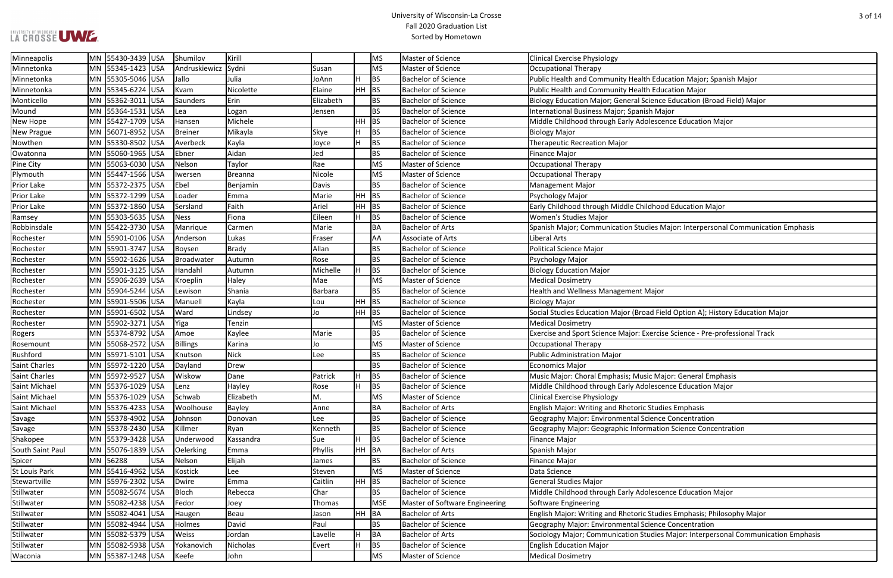| Minneapolis | MN | 55430-3439 | USA | Shumilov | Kirill | | | MS | Master of Science | Clinical Exercise Physiology |
|---|---|---|---|---|---|---|---|---|---|---|
| Minnetonka | MN | 55345-1423 | USA | Andruskiewicz | Sydni | Susan | | MS | Master of Science | Occupational Therapy |
| Minnetonka | MN | 55305-5046 | USA | Jallo | Julia | JoAnn | H | BS | Bachelor of Science | Public Health and Community Health Education Major; Spanish Major |
| Minnetonka | MN | 55345-6224 | USA | Kvam | Nicolette | Elaine | HH | BS | Bachelor of Science | Public Health and Community Health Education Major |
| Monticello | MN | 55362-3011 | USA | Saunders | Erin | Elizabeth | | BS | Bachelor of Science | Biology Education Major; General Science Education (Broad Field) Major |
| Mound | MN | 55364-1531 | USA | Lea | Logan | Jensen | | BS | Bachelor of Science | International Business Major; Spanish Major |
| New Hope | MN | 55427-1709 | USA | Hansen | Michele | | HH | BS | Bachelor of Science | Middle Childhood through Early Adolescence Education Major |
| New Prague | MN | 56071-8952 | USA | Breiner | Mikayla | Skye | H | BS | Bachelor of Science | Biology Major |
| Nowthen | MN | 55330-8502 | USA | Averbeck | Kayla | Joyce | H | BS | Bachelor of Science | Therapeutic Recreation Major |
| Owatonna | MN | 55060-1965 | USA | Ebner | Aidan | Jed | | BS | Bachelor of Science | Finance Major |
| Pine City | MN | 55063-6030 | USA | Nelson | Taylor | Rae | | MS | Master of Science | Occupational Therapy |
| Plymouth | MN | 55447-1566 | USA | Iwersen | Breanna | Nicole | | MS | Master of Science | Occupational Therapy |
| Prior Lake | MN | 55372-2375 | USA | Ebel | Benjamin | Davis | | BS | Bachelor of Science | Management Major |
| Prior Lake | MN | 55372-1299 | USA | Loader | Emma | Marie | HH | BS | Bachelor of Science | Psychology Major |
| Prior Lake | MN | 55372-1860 | USA | Sersland | Faith | Ariel | HH | BS | Bachelor of Science | Early Childhood through Middle Childhood Education Major |
| Ramsey | MN | 55303-5635 | USA | Ness | Fiona | Eileen | H | BS | Bachelor of Science | Women's Studies Major |
| Robbinsdale | MN | 55422-3730 | USA | Manrique | Carmen | Marie | | BA | Bachelor of Arts | Spanish Major; Communication Studies Major: Interpersonal Communication Emphasis |
| Rochester | MN | 55901-0106 | USA | Anderson | Lukas | Fraser | | AA | Associate of Arts | Liberal Arts |
| Rochester | MN | 55901-3747 | USA | Boysen | Brady | Allan | | BS | Bachelor of Science | Political Science Major |
| Rochester | MN | 55902-1626 | USA | Broadwater | Autumn | Rose | | BS | Bachelor of Science | Psychology Major |
| Rochester | MN | 55901-3125 | USA | Handahl | Autumn | Michelle | H | BS | Bachelor of Science | Biology Education Major |
| Rochester | MN | 55906-2639 | USA | Kroeplin | Haley | Mae | | MS | Master of Science | Medical Dosimetry |
| Rochester | MN | 55904-5244 | USA | Lewison | Shania | Barbara | | BS | Bachelor of Science | Health and Wellness Management Major |
| Rochester | MN | 55901-5506 | USA | Manuell | Kayla | Lou | HH | BS | Bachelor of Science | Biology Major |
| Rochester | MN | 55901-6502 | USA | Ward | Lindsey | Jo | HH | BS | Bachelor of Science | Social Studies Education Major (Broad Field Option A); History Education Major |
| Rochester | MN | 55902-3271 | USA | Yiga | Tenzin | | | MS | Master of Science | Medical Dosimetry |
| Rogers | MN | 55374-8792 | USA | Amoe | Kaylee | Marie | | BS | Bachelor of Science | Exercise and Sport Science Major: Exercise Science - Pre-professional Track |
| Rosemount | MN | 55068-2572 | USA | Billings | Karina | Jo | | MS | Master of Science | Occupational Therapy |
| Rushford | MN | 55971-5101 | USA | Knutson | Nick | Lee | | BS | Bachelor of Science | Public Administration Major |
| Saint Charles | MN | 55972-1220 | USA | Dayland | Drew | | | BS | Bachelor of Science | Economics Major |
| Saint Charles | MN | 55972-9527 | USA | Wiskow | Dane | Patrick | H | BS | Bachelor of Science | Music Major: Choral Emphasis; Music Major: General Emphasis |
| Saint Michael | MN | 55376-1029 | USA | Lenz | Hayley | Rose | H | BS | Bachelor of Science | Middle Childhood through Early Adolescence Education Major |
| Saint Michael | MN | 55376-1029 | USA | Schwab | Elizabeth | M. | | MS | Master of Science | Clinical Exercise Physiology |
| Saint Michael | MN | 55376-4233 | USA | Woolhouse | Bayley | Anne | | BA | Bachelor of Arts | English Major: Writing and Rhetoric Studies Emphasis |
| Savage | MN | 55378-4902 | USA | Johnson | Donovan | Lee | | BS | Bachelor of Science | Geography Major: Environmental Science Concentration |
| Savage | MN | 55378-2430 | USA | Killmer | Ryan | Kenneth | | BS | Bachelor of Science | Geography Major: Geographic Information Science Concentration |
| Shakopee | MN | 55379-3428 | USA | Underwood | Kassandra | Sue | H | BS | Bachelor of Science | Finance Major |
| South Saint Paul | MN | 55076-1839 | USA | Oelerking | Emma | Phyllis | HH | BA | Bachelor of Arts | Spanish Major |
| Spicer | MN | 56288 | USA | Nelson | Elijah | James | | BS | Bachelor of Science | Finance Major |
| St Louis Park | MN | 55416-4962 | USA | Kostick | Lee | Steven | | MS | Master of Science | Data Science |
| Stewartville | MN | 55976-2302 | USA | Dwire | Emma | Caitlin | HH | BS | Bachelor of Science | General Studies Major |
| Stillwater | MN | 55082-5674 | USA | Bloch | Rebecca | Char | | BS | Bachelor of Science | Middle Childhood through Early Adolescence Education Major |
| Stillwater | MN | 55082-4238 | USA | Fedor | Joey | Thomas | | MSE | Master of Software Engineering | Software Engineering |
| Stillwater | MN | 55082-4041 | USA | Haugen | Beau | Jason | HH | BA | Bachelor of Arts | English Major: Writing and Rhetoric Studies Emphasis; Philosophy Major |
| Stillwater | MN | 55082-4944 | USA | Holmes | David | Paul | | BS | Bachelor of Science | Geography Major: Environmental Science Concentration |
| Stillwater | MN | 55082-5379 | USA | Weiss | Jordan | Lavelle | H | BA | Bachelor of Arts | Sociology Major; Communication Studies Major: Interpersonal Communication Emphasis |
| Stillwater | MN | 55082-5938 | USA | Yokanovich | Nicholas | Evert | H | BS | Bachelor of Science | English Education Major |
| Waconia | MN | 55387-1248 | USA | Keefe | John | | | MS | Master of Science | Medical Dosimetry |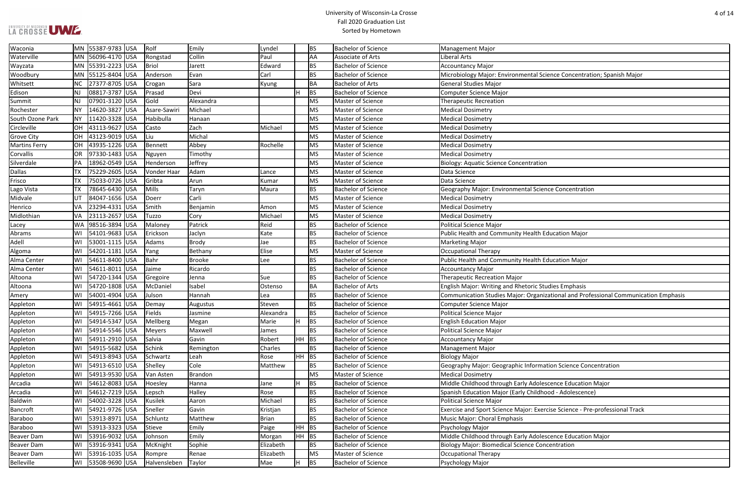# University of Wisconsin-La Crosse
## Fall 2020 Graduation List
### Sorted by Hometown

| City | State | Zip | Country | Last Name | First Name | Middle Name | Honors | Degree | Degree Name | Major |
|---|---|---|---|---|---|---|---|---|---|---|
| Waconia | MN | 55387-9783 | USA | Rolf | Emily | Lyndel | | BS | Bachelor of Science | Management Major |
| Waterville | MN | 56096-4170 | USA | Rongstad | Collin | Paul | | AA | Associate of Arts | Liberal Arts |
| Wayzata | MN | 55391-2223 | USA | Briol | Jarett | Edward | | BS | Bachelor of Science | Accountancy Major |
| Woodbury | MN | 55125-8404 | USA | Anderson | Evan | Carl | | BS | Bachelor of Science | Microbiology Major: Environmental Science Concentration; Spanish Major |
| Whitsett | NC | 27377-8705 | USA | Crogan | Sara | Kyung | | BA | Bachelor of Arts | General Studies Major |
| Edison | NJ | 08817-3787 | USA | Prasad | Devi | | H | BS | Bachelor of Science | Computer Science Major |
| Summit | NJ | 07901-3120 | USA | Gold | Alexandra | | | MS | Master of Science | Therapeutic Recreation |
| Rochester | NY | 14620-3827 | USA | Asare-Sawiri | Michael | | | MS | Master of Science | Medical Dosimetry |
| South Ozone Park | NY | 11420-3328 | USA | Habibulla | Hanaan | | | MS | Master of Science | Medical Dosimetry |
| Circleville | OH | 43113-9627 | USA | Casto | Zach | Michael | | MS | Master of Science | Medical Dosimetry |
| Grove City | OH | 43123-9019 | USA | Liu | Michal | | | MS | Master of Science | Medical Dosimetry |
| Martins Ferry | OH | 43935-1226 | USA | Bennett | Abbey | Rochelle | | MS | Master of Science | Medical Dosimetry |
| Corvallis | OR | 97330-1483 | USA | Nguyen | Timothy | | | MS | Master of Science | Medical Dosimetry |
| Silverdale | PA | 18962-0549 | USA | Henderson | Jeffrey | | | MS | Master of Science | Biology: Aquatic Science Concentration |
| Dallas | TX | 75229-2605 | USA | Vonder Haar | Adam | Lance | | MS | Master of Science | Data Science |
| Frisco | TX | 75033-0726 | USA | Gribta | Arun | Kumar | | MS | Master of Science | Data Science |
| Lago Vista | TX | 78645-6430 | USA | Mills | Taryn | Maura | | BS | Bachelor of Science | Geography Major: Environmental Science Concentration |
| Midvale | UT | 84047-1656 | USA | Doerr | Carli | | | MS | Master of Science | Medical Dosimetry |
| Henrico | VA | 23294-4331 | USA | Smith | Benjamin | Amon | | MS | Master of Science | Medical Dosimetry |
| Midlothian | VA | 23113-2657 | USA | Tuzzo | Cory | Michael | | MS | Master of Science | Medical Dosimetry |
| Lacey | WA | 98516-3894 | USA | Maloney | Patrick | Reid | | BS | Bachelor of Science | Political Science Major |
| Abrams | WI | 54101-9683 | USA | Erickson | Jaclyn | Kate | | BS | Bachelor of Science | Public Health and Community Health Education Major |
| Adell | WI | 53001-1115 | USA | Adams | Brody | Jae | | BS | Bachelor of Science | Marketing Major |
| Algoma | WI | 54201-1181 | USA | Yang | Bethany | Elise | | MS | Master of Science | Occupational Therapy |
| Alma Center | WI | 54611-8400 | USA | Bahr | Brooke | Lee | | BS | Bachelor of Science | Public Health and Community Health Education Major |
| Alma Center | WI | 54611-8011 | USA | Jaime | Ricardo | | | BS | Bachelor of Science | Accountancy Major |
| Altoona | WI | 54720-1344 | USA | Gregoire | Jenna | Sue | | BS | Bachelor of Science | Therapeutic Recreation Major |
| Altoona | WI | 54720-1808 | USA | McDaniel | Isabel | Ostenso | | BA | Bachelor of Arts | English Major: Writing and Rhetoric Studies Emphasis |
| Amery | WI | 54001-4904 | USA | Julson | Hannah | Lea | | BS | Bachelor of Science | Communication Studies Major: Organizational and Professional Communication Emphasis |
| Appleton | WI | 54915-4661 | USA | Demay | Augustus | Steven | | BS | Bachelor of Science | Computer Science Major |
| Appleton | WI | 54915-7266 | USA | Fields | Jasmine | Alexandra | | BS | Bachelor of Science | Political Science Major |
| Appleton | WI | 54914-5347 | USA | Mellberg | Megan | Marie | H | BS | Bachelor of Science | English Education Major |
| Appleton | WI | 54914-5546 | USA | Meyers | Maxwell | James | | BS | Bachelor of Science | Political Science Major |
| Appleton | WI | 54911-2910 | USA | Salvia | Gavin | Robert | HH | BS | Bachelor of Science | Accountancy Major |
| Appleton | WI | 54915-5682 | USA | Schink | Remington | Charles | | BS | Bachelor of Science | Management Major |
| Appleton | WI | 54913-8943 | USA | Schwartz | Leah | Rose | HH | BS | Bachelor of Science | Biology Major |
| Appleton | WI | 54913-6510 | USA | Shelley | Cole | Matthew | | BS | Bachelor of Science | Geography Major: Geographic Information Science Concentration |
| Appleton | WI | 54913-9530 | USA | Van Asten | Brandon | | | MS | Master of Science | Medical Dosimetry |
| Arcadia | WI | 54612-8083 | USA | Hoesley | Hanna | Jane | H | BS | Bachelor of Science | Middle Childhood through Early Adolescence Education Major |
| Arcadia | WI | 54612-7219 | USA | Lepsch | Halley | Rose | | BS | Bachelor of Science | Spanish Education Major (Early Childhood - Adolescence) |
| Baldwin | WI | 54002-3228 | USA | Kusilek | Aaron | Michael | | BS | Bachelor of Science | Political Science Major |
| Bancroft | WI | 54921-9726 | USA | Sneller | Gavin | Kristjan | | BS | Bachelor of Science | Exercise and Sport Science Major: Exercise Science - Pre-professional Track |
| Baraboo | WI | 53913-8971 | USA | Schluntz | Matthew | Brian | | BS | Bachelor of Science | Music Major: Choral Emphasis |
| Baraboo | WI | 53913-3323 | USA | Stieve | Emily | Paige | HH | BS | Bachelor of Science | Psychology Major |
| Beaver Dam | WI | 53916-9032 | USA | Johnson | Emily | Morgan | HH | BS | Bachelor of Science | Middle Childhood through Early Adolescence Education Major |
| Beaver Dam | WI | 53916-9341 | USA | McKnight | Sophie | Elizabeth | | BS | Bachelor of Science | Biology Major: Biomedical Science Concentration |
| Beaver Dam | WI | 53916-1035 | USA | Rompre | Renae | Elizabeth | | MS | Master of Science | Occupational Therapy |
| Belleville | WI | 53508-9690 | USA | Halvensleben | Taylor | Mae | H | BS | Bachelor of Science | Psychology Major |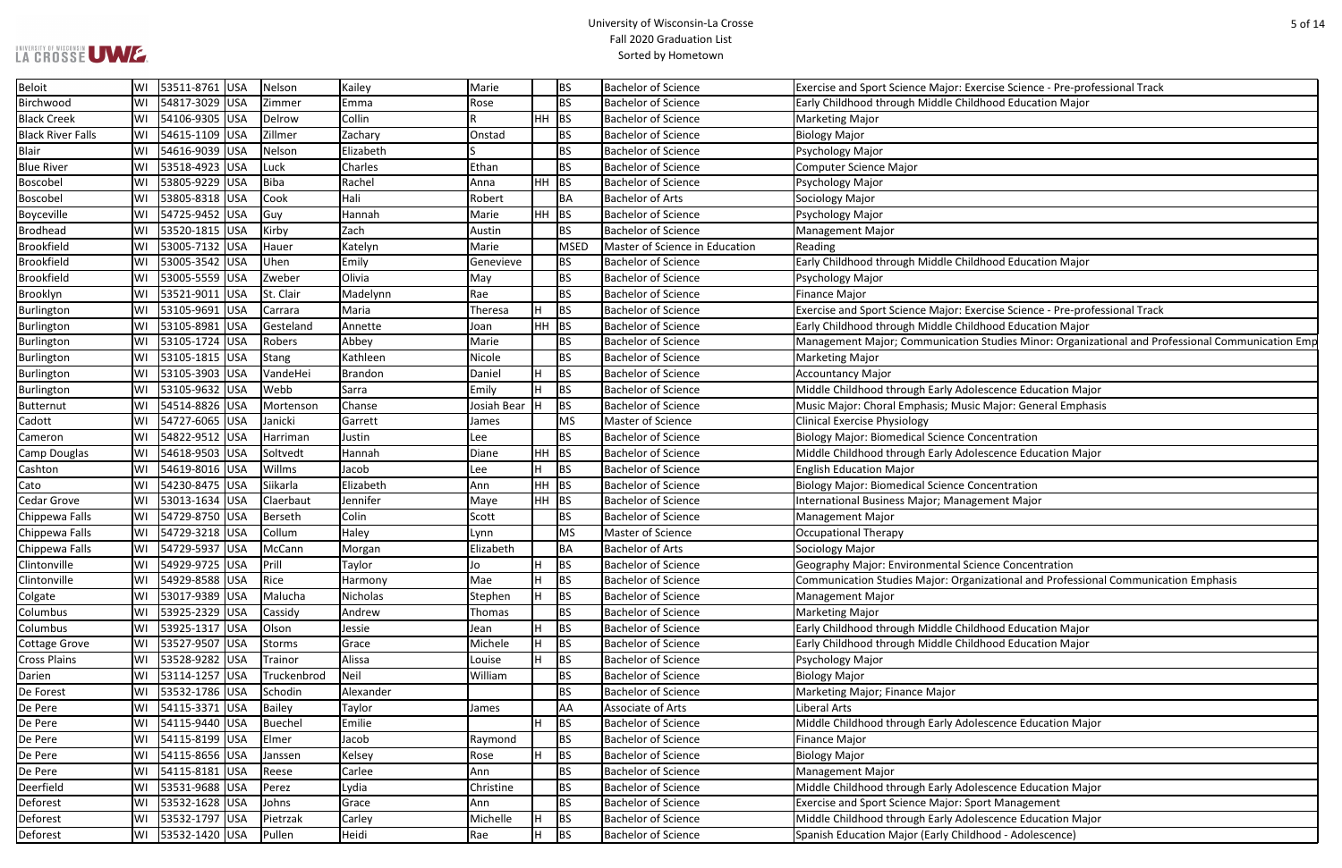| Beloit | WI | 53511-8761 | USA | Nelson | Kailey | Marie | | BS | Bachelor of Science | Exercise and Sport Science Major: Exercise Science - Pre-professional Track |
|---|---|---|---|---|---|---|---|---|---|---|
| Birchwood | WI | 54817-3029 | USA | Zimmer | Emma | Rose | | BS | Bachelor of Science | Early Childhood through Middle Childhood Education Major |
| Black Creek | WI | 54106-9305 | USA | Delrow | Collin | R | HH | BS | Bachelor of Science | Marketing Major |
| Black River Falls | WI | 54615-1109 | USA | Zillmer | Zachary | Onstad | | BS | Bachelor of Science | Biology Major |
| Blair | WI | 54616-9039 | USA | Nelson | Elizabeth | S | | BS | Bachelor of Science | Psychology Major |
| Blue River | WI | 53518-4923 | USA | Luck | Charles | Ethan | | BS | Bachelor of Science | Computer Science Major |
| Boscobel | WI | 53805-9229 | USA | Biba | Rachel | Anna | HH | BS | Bachelor of Science | Psychology Major |
| Boscobel | WI | 53805-8318 | USA | Cook | Hali | Robert | | BA | Bachelor of Arts | Sociology Major |
| Boyceville | WI | 54725-9452 | USA | Guy | Hannah | Marie | HH | BS | Bachelor of Science | Psychology Major |
| Brodhead | WI | 53520-1815 | USA | Kirby | Zach | Austin | | BS | Bachelor of Science | Management Major |
| Brookfield | WI | 53005-7132 | USA | Hauer | Katelyn | Marie | | MSED | Master of Science in Education | Reading |
| Brookfield | WI | 53005-3542 | USA | Uhen | Emily | Genevieve | | BS | Bachelor of Science | Early Childhood through Middle Childhood Education Major |
| Brookfield | WI | 53005-5559 | USA | Zweber | Olivia | May | | BS | Bachelor of Science | Psychology Major |
| Brooklyn | WI | 53521-9011 | USA | St. Clair | Madelynn | Rae | | BS | Bachelor of Science | Finance Major |
| Burlington | WI | 53105-9691 | USA | Carrara | Maria | Theresa | H | BS | Bachelor of Science | Exercise and Sport Science Major: Exercise Science - Pre-professional Track |
| Burlington | WI | 53105-8981 | USA | Gesteland | Annette | Joan | HH | BS | Bachelor of Science | Early Childhood through Middle Childhood Education Major |
| Burlington | WI | 53105-1724 | USA | Robers | Abbey | Marie | | BS | Bachelor of Science | Management Major; Communication Studies Minor: Organizational and Professional Communication Emp |
| Burlington | WI | 53105-1815 | USA | Stang | Kathleen | Nicole | | BS | Bachelor of Science | Marketing Major |
| Burlington | WI | 53105-3903 | USA | VandeHei | Brandon | Daniel | H | BS | Bachelor of Science | Accountancy Major |
| Burlington | WI | 53105-9632 | USA | Webb | Sarra | Emily | H | BS | Bachelor of Science | Middle Childhood through Early Adolescence Education Major |
| Butternut | WI | 54514-8826 | USA | Mortenson | Chanse | Josiah Bear | H | BS | Bachelor of Science | Music Major: Choral Emphasis; Music Major: General Emphasis |
| Cadott | WI | 54727-6065 | USA | Janicki | Garrett | James | | MS | Master of Science | Clinical Exercise Physiology |
| Cameron | WI | 54822-9512 | USA | Harriman | Justin | Lee | | BS | Bachelor of Science | Biology Major: Biomedical Science Concentration |
| Camp Douglas | WI | 54618-9503 | USA | Soltvedt | Hannah | Diane | HH | BS | Bachelor of Science | Middle Childhood through Early Adolescence Education Major |
| Cashton | WI | 54619-8016 | USA | Willms | Jacob | Lee | H | BS | Bachelor of Science | English Education Major |
| Cato | WI | 54230-8475 | USA | Siikarla | Elizabeth | Ann | HH | BS | Bachelor of Science | Biology Major: Biomedical Science Concentration |
| Cedar Grove | WI | 53013-1634 | USA | Claerbaut | Jennifer | Maye | HH | BS | Bachelor of Science | International Business Major; Management Major |
| Chippewa Falls | WI | 54729-8750 | USA | Berseth | Colin | Scott | | BS | Bachelor of Science | Management Major |
| Chippewa Falls | WI | 54729-3218 | USA | Collum | Haley | Lynn | | MS | Master of Science | Occupational Therapy |
| Chippewa Falls | WI | 54729-5937 | USA | McCann | Morgan | Elizabeth | | BA | Bachelor of Arts | Sociology Major |
| Clintonville | WI | 54929-9725 | USA | Prill | Taylor | Jo | H | BS | Bachelor of Science | Geography Major: Environmental Science Concentration |
| Clintonville | WI | 54929-8588 | USA | Rice | Harmony | Mae | H | BS | Bachelor of Science | Communication Studies Major: Organizational and Professional Communication Emphasis |
| Colgate | WI | 53017-9389 | USA | Malucha | Nicholas | Stephen | H | BS | Bachelor of Science | Management Major |
| Columbus | WI | 53925-2329 | USA | Cassidy | Andrew | Thomas | | BS | Bachelor of Science | Marketing Major |
| Columbus | WI | 53925-1317 | USA | Olson | Jessie | Jean | H | BS | Bachelor of Science | Early Childhood through Middle Childhood Education Major |
| Cottage Grove | WI | 53527-9507 | USA | Storms | Grace | Michele | H | BS | Bachelor of Science | Early Childhood through Middle Childhood Education Major |
| Cross Plains | WI | 53528-9282 | USA | Trainor | Alissa | Louise | H | BS | Bachelor of Science | Psychology Major |
| Darien | WI | 53114-1257 | USA | Truckenbrod | Neil | William | | BS | Bachelor of Science | Biology Major |
| De Forest | WI | 53532-1786 | USA | Schodin | Alexander | | | BS | Bachelor of Science | Marketing Major; Finance Major |
| De Pere | WI | 54115-3371 | USA | Bailey | Taylor | James | | AA | Associate of Arts | Liberal Arts |
| De Pere | WI | 54115-9440 | USA | Buechel | Emilie | | H | BS | Bachelor of Science | Middle Childhood through Early Adolescence Education Major |
| De Pere | WI | 54115-8199 | USA | Elmer | Jacob | Raymond | | BS | Bachelor of Science | Finance Major |
| De Pere | WI | 54115-8656 | USA | Janssen | Kelsey | Rose | H | BS | Bachelor of Science | Biology Major |
| De Pere | WI | 54115-8181 | USA | Reese | Carlee | Ann | | BS | Bachelor of Science | Management Major |
| Deerfield | WI | 53531-9688 | USA | Perez | Lydia | Christine | | BS | Bachelor of Science | Middle Childhood through Early Adolescence Education Major |
| Deforest | WI | 53532-1628 | USA | Johns | Grace | Ann | | BS | Bachelor of Science | Exercise and Sport Science Major: Sport Management |
| Deforest | WI | 53532-1797 | USA | Pietrzak | Carley | Michelle | H | BS | Bachelor of Science | Middle Childhood through Early Adolescence Education Major |
| Deforest | WI | 53532-1420 | USA | Pullen | Heidi | Rae | H | BS | Bachelor of Science | Spanish Education Major (Early Childhood - Adolescence) |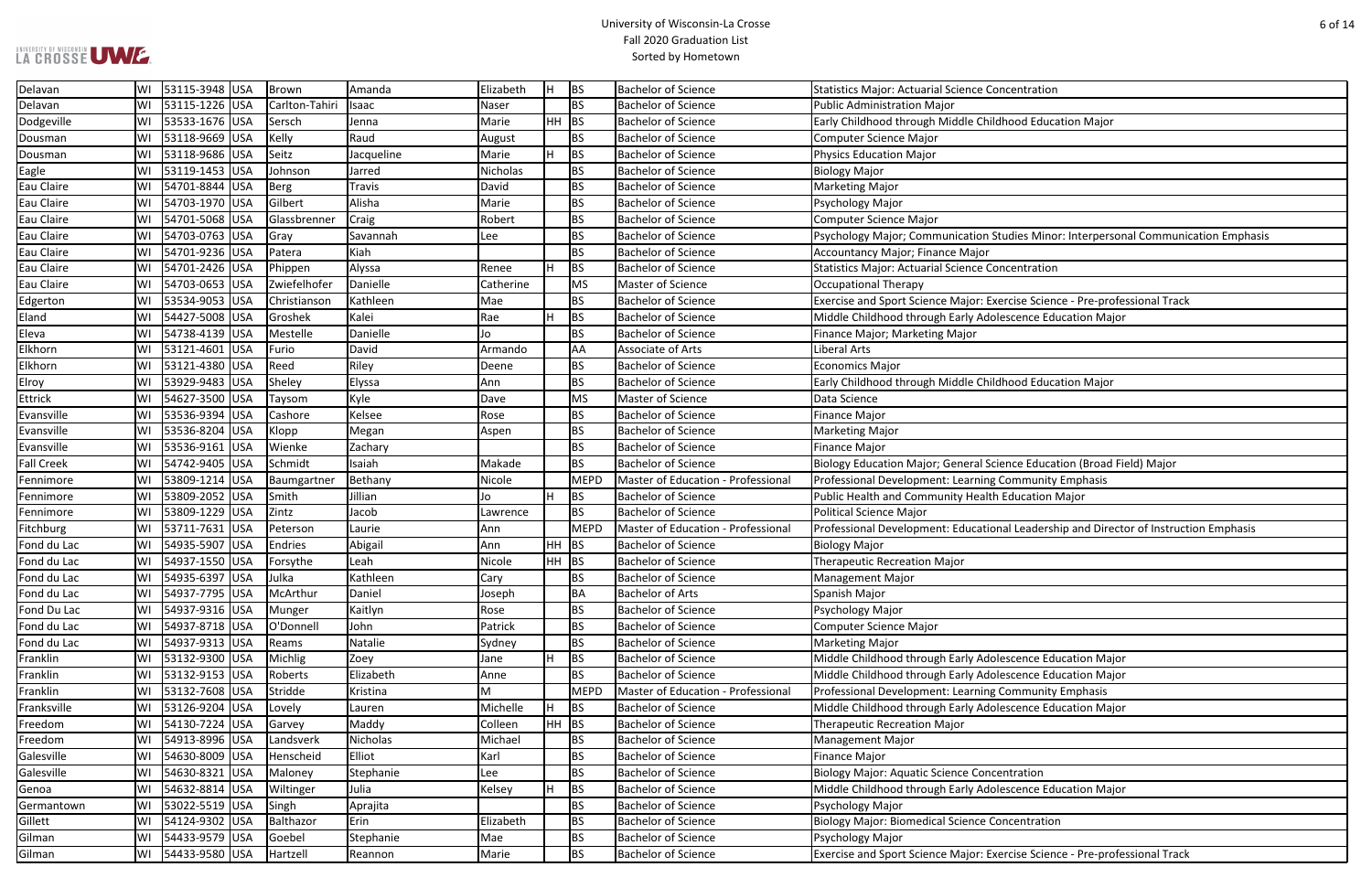| Hometown | State | Zip | Country | Last Name | First Name | Middle Name | Honors | Degree | Degree Description | Major/Minor |
|---|---|---|---|---|---|---|---|---|---|---|
| Delavan | WI | 53115-3948 | USA | Brown | Amanda | Elizabeth | H | BS | Bachelor of Science | Statistics Major: Actuarial Science Concentration |
| Delavan | WI | 53115-1226 | USA | Carlton-Tahiri | Isaac | Naser | | BS | Bachelor of Science | Public Administration Major |
| Dodgeville | WI | 53533-1676 | USA | Sersch | Jenna | Marie | HH | BS | Bachelor of Science | Early Childhood through Middle Childhood Education Major |
| Dousman | WI | 53118-9669 | USA | Kelly | Raud | August | | BS | Bachelor of Science | Computer Science Major |
| Dousman | WI | 53118-9686 | USA | Seitz | Jacqueline | Marie | H | BS | Bachelor of Science | Physics Education Major |
| Eagle | WI | 53119-1453 | USA | Johnson | Jarred | Nicholas | | BS | Bachelor of Science | Biology Major |
| Eau Claire | WI | 54701-8844 | USA | Berg | Travis | David | | BS | Bachelor of Science | Marketing Major |
| Eau Claire | WI | 54703-1970 | USA | Gilbert | Alisha | Marie | | BS | Bachelor of Science | Psychology Major |
| Eau Claire | WI | 54701-5068 | USA | Glassbrenner | Craig | Robert | | BS | Bachelor of Science | Computer Science Major |
| Eau Claire | WI | 54703-0763 | USA | Gray | Savannah | Lee | | BS | Bachelor of Science | Psychology Major; Communication Studies Minor: Interpersonal Communication Emphasis |
| Eau Claire | WI | 54701-9236 | USA | Patera | Kiah | | | BS | Bachelor of Science | Accountancy Major; Finance Major |
| Eau Claire | WI | 54701-2426 | USA | Phippen | Alyssa | Renee | H | BS | Bachelor of Science | Statistics Major: Actuarial Science Concentration |
| Eau Claire | WI | 54703-0653 | USA | Zwiefelhofer | Danielle | Catherine | | MS | Master of Science | Occupational Therapy |
| Edgerton | WI | 53534-9053 | USA | Christianson | Kathleen | Mae | | BS | Bachelor of Science | Exercise and Sport Science Major: Exercise Science - Pre-professional Track |
| Eland | WI | 54427-5008 | USA | Groshek | Kalei | Rae | H | BS | Bachelor of Science | Middle Childhood through Early Adolescence Education Major |
| Eleva | WI | 54738-4139 | USA | Mestelle | Danielle | Jo | | BS | Bachelor of Science | Finance Major; Marketing Major |
| Elkhorn | WI | 53121-4601 | USA | Furio | David | Armando | | AA | Associate of Arts | Liberal Arts |
| Elkhorn | WI | 53121-4380 | USA | Reed | Riley | Deene | | BS | Bachelor of Science | Economics Major |
| Elroy | WI | 53929-9483 | USA | Sheley | Elyssa | Ann | | BS | Bachelor of Science | Early Childhood through Middle Childhood Education Major |
| Ettrick | WI | 54627-3500 | USA | Taysom | Kyle | Dave | | MS | Master of Science | Data Science |
| Evansville | WI | 53536-9394 | USA | Cashore | Kelsee | Rose | | BS | Bachelor of Science | Finance Major |
| Evansville | WI | 53536-8204 | USA | Klopp | Megan | Aspen | | BS | Bachelor of Science | Marketing Major |
| Evansville | WI | 53536-9161 | USA | Wienke | Zachary | | | BS | Bachelor of Science | Finance Major |
| Fall Creek | WI | 54742-9405 | USA | Schmidt | Isaiah | Makade | | BS | Bachelor of Science | Biology Education Major; General Science Education (Broad Field) Major |
| Fennimore | WI | 53809-1214 | USA | Baumgartner | Bethany | Nicole | | MEPD | Master of Education - Professional | Professional Development: Learning Community Emphasis |
| Fennimore | WI | 53809-2052 | USA | Smith | Jillian | Jo | H | BS | Bachelor of Science | Public Health and Community Health Education Major |
| Fennimore | WI | 53809-1229 | USA | Zintz | Jacob | Lawrence | | BS | Bachelor of Science | Political Science Major |
| Fitchburg | WI | 53711-7631 | USA | Peterson | Laurie | Ann | | MEPD | Master of Education - Professional | Professional Development: Educational Leadership and Director of Instruction Emphasis |
| Fond du Lac | WI | 54935-5907 | USA | Endries | Abigail | Ann | HH | BS | Bachelor of Science | Biology Major |
| Fond du Lac | WI | 54937-1550 | USA | Forsythe | Leah | Nicole | HH | BS | Bachelor of Science | Therapeutic Recreation Major |
| Fond du Lac | WI | 54935-6397 | USA | Julka | Kathleen | Cary | | BS | Bachelor of Science | Management Major |
| Fond du Lac | WI | 54937-7795 | USA | McArthur | Daniel | Joseph | | BA | Bachelor of Arts | Spanish Major |
| Fond Du Lac | WI | 54937-9316 | USA | Munger | Kaitlyn | Rose | | BS | Bachelor of Science | Psychology Major |
| Fond du Lac | WI | 54937-8718 | USA | O'Donnell | John | Patrick | | BS | Bachelor of Science | Computer Science Major |
| Fond du Lac | WI | 54937-9313 | USA | Reams | Natalie | Sydney | | BS | Bachelor of Science | Marketing Major |
| Franklin | WI | 53132-9300 | USA | Michlig | Zoey | Jane | H | BS | Bachelor of Science | Middle Childhood through Early Adolescence Education Major |
| Franklin | WI | 53132-9153 | USA | Roberts | Elizabeth | Anne | | BS | Bachelor of Science | Middle Childhood through Early Adolescence Education Major |
| Franklin | WI | 53132-7608 | USA | Stridde | Kristina | M | | MEPD | Master of Education - Professional | Professional Development: Learning Community Emphasis |
| Franksville | WI | 53126-9204 | USA | Lovely | Lauren | Michelle | H | BS | Bachelor of Science | Middle Childhood through Early Adolescence Education Major |
| Freedom | WI | 54130-7224 | USA | Garvey | Maddy | Colleen | HH | BS | Bachelor of Science | Therapeutic Recreation Major |
| Freedom | WI | 54913-8996 | USA | Landsverk | Nicholas | Michael | | BS | Bachelor of Science | Management Major |
| Galesville | WI | 54630-8009 | USA | Henscheid | Elliot | Karl | | BS | Bachelor of Science | Finance Major |
| Galesville | WI | 54630-8321 | USA | Maloney | Stephanie | Lee | | BS | Bachelor of Science | Biology Major: Aquatic Science Concentration |
| Genoa | WI | 54632-8814 | USA | Wiltinger | Julia | Kelsey | H | BS | Bachelor of Science | Middle Childhood through Early Adolescence Education Major |
| Germantown | WI | 53022-5519 | USA | Singh | Aprajita | | | BS | Bachelor of Science | Psychology Major |
| Gillett | WI | 54124-9302 | USA | Balthazor | Erin | Elizabeth | | BS | Bachelor of Science | Biology Major: Biomedical Science Concentration |
| Gilman | WI | 54433-9579 | USA | Goebel | Stephanie | Mae | | BS | Bachelor of Science | Psychology Major |
| Gilman | WI | 54433-9580 | USA | Hartzell | Reannon | Marie | | BS | Bachelor of Science | Exercise and Sport Science Major: Exercise Science - Pre-professional Track |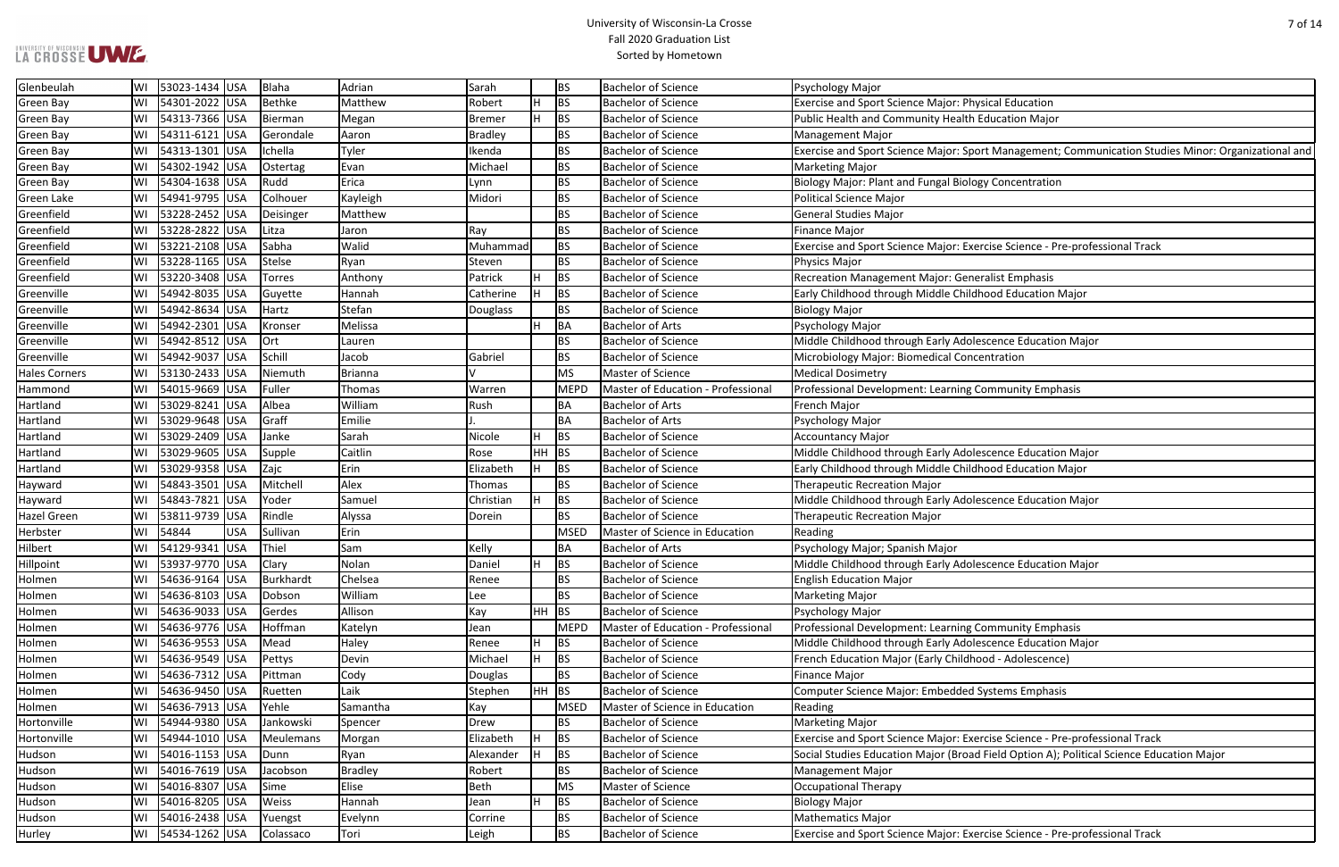| Glenbeulah | WI | 53023-1434 | USA | Blaha | Adrian | Sarah | | BS | Bachelor of Science | Psychology Major |
|---|---|---|---|---|---|---|---|---|---|---|
| Green Bay | WI | 54301-2022 | USA | Bethke | Matthew | Robert | H | BS | Bachelor of Science | Exercise and Sport Science Major: Physical Education |
| Green Bay | WI | 54313-7366 | USA | Bierman | Megan | Bremer | H | BS | Bachelor of Science | Public Health and Community Health Education Major |
| Green Bay | WI | 54311-6121 | USA | Gerondale | Aaron | Bradley | | BS | Bachelor of Science | Management Major |
| Green Bay | WI | 54313-1301 | USA | Ichella | Tyler | Ikenda | | BS | Bachelor of Science | Exercise and Sport Science Major: Sport Management; Communication Studies Minor: Organizational and |
| Green Bay | WI | 54302-1942 | USA | Ostertag | Evan | Michael | | BS | Bachelor of Science | Marketing Major |
| Green Bay | WI | 54304-1638 | USA | Rudd | Erica | Lynn | | BS | Bachelor of Science | Biology Major: Plant and Fungal Biology Concentration |
| Green Lake | WI | 54941-9795 | USA | Colhouer | Kayleigh | Midori | | BS | Bachelor of Science | Political Science Major |
| Greenfield | WI | 53228-2452 | USA | Deisinger | Matthew | | | BS | Bachelor of Science | General Studies Major |
| Greenfield | WI | 53228-2822 | USA | Litza | Jaron | Ray | | BS | Bachelor of Science | Finance Major |
| Greenfield | WI | 53221-2108 | USA | Sabha | Walid | Muhammad | | BS | Bachelor of Science | Exercise and Sport Science Major: Exercise Science - Pre-professional Track |
| Greenfield | WI | 53228-1165 | USA | Stelse | Ryan | Steven | | BS | Bachelor of Science | Physics Major |
| Greenfield | WI | 53220-3408 | USA | Torres | Anthony | Patrick | H | BS | Bachelor of Science | Recreation Management Major: Generalist Emphasis |
| Greenville | WI | 54942-8035 | USA | Guyette | Hannah | Catherine | H | BS | Bachelor of Science | Early Childhood through Middle Childhood Education Major |
| Greenville | WI | 54942-8634 | USA | Hartz | Stefan | Douglass | | BS | Bachelor of Science | Biology Major |
| Greenville | WI | 54942-2301 | USA | Kronser | Melissa | | H | BA | Bachelor of Arts | Psychology Major |
| Greenville | WI | 54942-8512 | USA | Ort | Lauren | | | BS | Bachelor of Science | Middle Childhood through Early Adolescence Education Major |
| Greenville | WI | 54942-9037 | USA | Schill | Jacob | Gabriel | | BS | Bachelor of Science | Microbiology Major: Biomedical Concentration |
| Hales Corners | WI | 53130-2433 | USA | Niemuth | Brianna | V | | MS | Master of Science | Medical Dosimetry |
| Hammond | WI | 54015-9669 | USA | Fuller | Thomas | Warren | | MEPD | Master of Education - Professional | Professional Development: Learning Community Emphasis |
| Hartland | WI | 53029-8241 | USA | Albea | William | Rush | | BA | Bachelor of Arts | French Major |
| Hartland | WI | 53029-9648 | USA | Graff | Emilie | J. | | BA | Bachelor of Arts | Psychology Major |
| Hartland | WI | 53029-2409 | USA | Janke | Sarah | Nicole | H | BS | Bachelor of Science | Accountancy Major |
| Hartland | WI | 53029-9605 | USA | Supple | Caitlin | Rose | HH | BS | Bachelor of Science | Middle Childhood through Early Adolescence Education Major |
| Hartland | WI | 53029-9358 | USA | Zajc | Erin | Elizabeth | H | BS | Bachelor of Science | Early Childhood through Middle Childhood Education Major |
| Hayward | WI | 54843-3501 | USA | Mitchell | Alex | Thomas | | BS | Bachelor of Science | Therapeutic Recreation Major |
| Hayward | WI | 54843-7821 | USA | Yoder | Samuel | Christian | H | BS | Bachelor of Science | Middle Childhood through Early Adolescence Education Major |
| Hazel Green | WI | 53811-9739 | USA | Rindle | Alyssa | Dorein | | BS | Bachelor of Science | Therapeutic Recreation Major |
| Herbster | WI | 54844 | USA | Sullivan | Erin | | | MSED | Master of Science in Education | Reading |
| Hilbert | WI | 54129-9341 | USA | Thiel | Sam | Kelly | | BA | Bachelor of Arts | Psychology Major; Spanish Major |
| Hillpoint | WI | 53937-9770 | USA | Clary | Nolan | Daniel | H | BS | Bachelor of Science | Middle Childhood through Early Adolescence Education Major |
| Holmen | WI | 54636-9164 | USA | Burkhardt | Chelsea | Renee | | BS | Bachelor of Science | English Education Major |
| Holmen | WI | 54636-8103 | USA | Dobson | William | Lee | | BS | Bachelor of Science | Marketing Major |
| Holmen | WI | 54636-9033 | USA | Gerdes | Allison | Kay | HH | BS | Bachelor of Science | Psychology Major |
| Holmen | WI | 54636-9776 | USA | Hoffman | Katelyn | Jean | | MEPD | Master of Education - Professional | Professional Development: Learning Community Emphasis |
| Holmen | WI | 54636-9553 | USA | Mead | Haley | Renee | H | BS | Bachelor of Science | Middle Childhood through Early Adolescence Education Major |
| Holmen | WI | 54636-9549 | USA | Pettys | Devin | Michael | H | BS | Bachelor of Science | French Education Major (Early Childhood - Adolescence) |
| Holmen | WI | 54636-7312 | USA | Pittman | Cody | Douglas | | BS | Bachelor of Science | Finance Major |
| Holmen | WI | 54636-9450 | USA | Ruetten | Laik | Stephen | HH | BS | Bachelor of Science | Computer Science Major: Embedded Systems Emphasis |
| Holmen | WI | 54636-7913 | USA | Yehle | Samantha | Kay | | MSED | Master of Science in Education | Reading |
| Hortonville | WI | 54944-9380 | USA | Jankowski | Spencer | Drew | | BS | Bachelor of Science | Marketing Major |
| Hortonville | WI | 54944-1010 | USA | Meulemans | Morgan | Elizabeth | H | BS | Bachelor of Science | Exercise and Sport Science Major: Exercise Science - Pre-professional Track |
| Hudson | WI | 54016-1153 | USA | Dunn | Ryan | Alexander | H | BS | Bachelor of Science | Social Studies Education Major (Broad Field Option A); Political Science Education Major |
| Hudson | WI | 54016-7619 | USA | Jacobson | Bradley | Robert | | BS | Bachelor of Science | Management Major |
| Hudson | WI | 54016-8307 | USA | Sime | Elise | Beth | | MS | Master of Science | Occupational Therapy |
| Hudson | WI | 54016-8205 | USA | Weiss | Hannah | Jean | H | BS | Bachelor of Science | Biology Major |
| Hudson | WI | 54016-2438 | USA | Yuengst | Evelynn | Corrine | | BS | Bachelor of Science | Mathematics Major |
| Hurley | WI | 54534-1262 | USA | Colassaco | Tori | Leigh | | BS | Bachelor of Science | Exercise and Sport Science Major: Exercise Science - Pre-professional Track |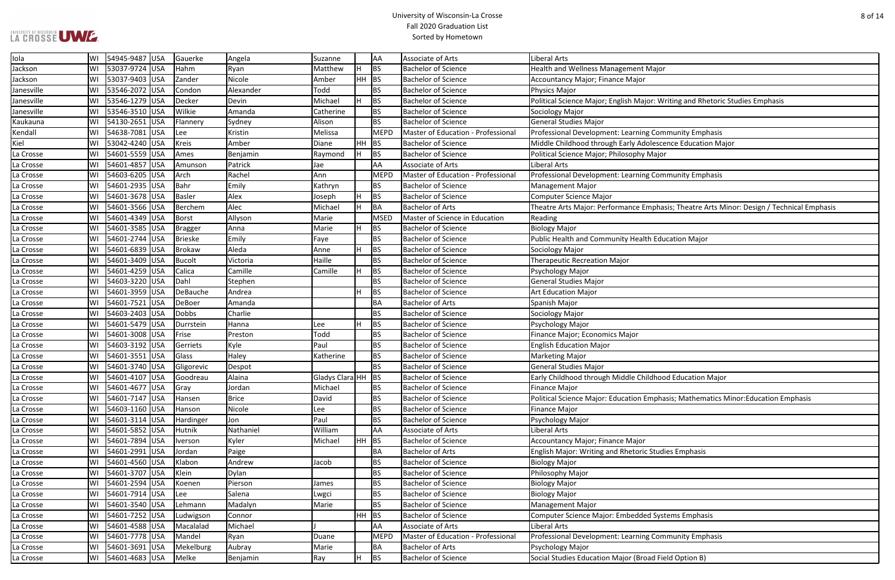# University of Wisconsin-La Crosse
## Fall 2020 Graduation List
### Sorted by Hometown

| | | | | | | | | | | |
|---|---|---|---|---|---|---|---|---|---|---|
| Iola | WI | 54945-9487 | USA | Gauerke | Angela | Suzanne | | AA | Associate of Arts | Liberal Arts |
| Jackson | WI | 53037-9724 | USA | Hahm | Ryan | Matthew | H | BS | Bachelor of Science | Health and Wellness Management Major |
| Jackson | WI | 53037-9403 | USA | Zander | Nicole | Amber | HH | BS | Bachelor of Science | Accountancy Major; Finance Major |
| Janesville | WI | 53546-2072 | USA | Condon | Alexander | Todd | | BS | Bachelor of Science | Physics Major |
| Janesville | WI | 53546-1279 | USA | Decker | Devin | Michael | H | BS | Bachelor of Science | Political Science Major; English Major: Writing and Rhetoric Studies Emphasis |
| Janesville | WI | 53546-3510 | USA | Wilkie | Amanda | Catherine | | BS | Bachelor of Science | Sociology Major |
| Kaukauna | WI | 54130-2651 | USA | Flannery | Sydney | Alison | | BS | Bachelor of Science | General Studies Major |
| Kendall | WI | 54638-7081 | USA | Lee | Kristin | Melissa | | MEPD | Master of Education - Professional | Professional Development: Learning Community Emphasis |
| Kiel | WI | 53042-4240 | USA | Kreis | Amber | Diane | HH | BS | Bachelor of Science | Middle Childhood through Early Adolescence Education Major |
| La Crosse | WI | 54601-5559 | USA | Ames | Benjamin | Raymond | H | BS | Bachelor of Science | Political Science Major; Philosophy Major |
| La Crosse | WI | 54601-4857 | USA | Amunson | Patrick | Jae | | AA | Associate of Arts | Liberal Arts |
| La Crosse | WI | 54603-6205 | USA | Arch | Rachel | Ann | | MEPD | Master of Education - Professional | Professional Development: Learning Community Emphasis |
| La Crosse | WI | 54601-2935 | USA | Bahr | Emily | Kathryn | | BS | Bachelor of Science | Management Major |
| La Crosse | WI | 54601-3678 | USA | Basler | Alex | Joseph | H | BS | Bachelor of Science | Computer Science Major |
| La Crosse | WI | 54601-3566 | USA | Berchem | Alec | Michael | H | BA | Bachelor of Arts | Theatre Arts Major: Performance Emphasis; Theatre Arts Minor: Design / Technical Emphasis |
| La Crosse | WI | 54601-4349 | USA | Borst | Allyson | Marie | | MSED | Master of Science in Education | Reading |
| La Crosse | WI | 54601-3585 | USA | Bragger | Anna | Marie | H | BS | Bachelor of Science | Biology Major |
| La Crosse | WI | 54601-2744 | USA | Brieske | Emily | Faye | | BS | Bachelor of Science | Public Health and Community Health Education Major |
| La Crosse | WI | 54601-6839 | USA | Brokaw | Aleda | Anne | H | BS | Bachelor of Science | Sociology Major |
| La Crosse | WI | 54601-3409 | USA | Bucolt | Victoria | Haille | | BS | Bachelor of Science | Therapeutic Recreation Major |
| La Crosse | WI | 54601-4259 | USA | Calica | Camille | Camille | H | BS | Bachelor of Science | Psychology Major |
| La Crosse | WI | 54603-3220 | USA | Dahl | Stephen | | | BS | Bachelor of Science | General Studies Major |
| La Crosse | WI | 54601-3959 | USA | DeBauche | Andrea | | H | BS | Bachelor of Science | Art Education Major |
| La Crosse | WI | 54601-7521 | USA | DeBoer | Amanda | | | BA | Bachelor of Arts | Spanish Major |
| La Crosse | WI | 54603-2403 | USA | Dobbs | Charlie | | | BS | Bachelor of Science | Sociology Major |
| La Crosse | WI | 54601-5479 | USA | Durrstein | Hanna | Lee | H | BS | Bachelor of Science | Psychology Major |
| La Crosse | WI | 54601-3008 | USA | Frise | Preston | Todd | | BS | Bachelor of Science | Finance Major; Economics Major |
| La Crosse | WI | 54603-3192 | USA | Gerriets | Kyle | Paul | | BS | Bachelor of Science | English Education Major |
| La Crosse | WI | 54601-3551 | USA | Glass | Haley | Katherine | | BS | Bachelor of Science | Marketing Major |
| La Crosse | WI | 54601-3740 | USA | Gligorevic | Despot | | | BS | Bachelor of Science | General Studies Major |
| La Crosse | WI | 54601-4107 | USA | Goodreau | Alaina | Gladys Clara | HH | BS | Bachelor of Science | Early Childhood through Middle Childhood Education Major |
| La Crosse | WI | 54601-4677 | USA | Gray | Jordan | Michael | | BS | Bachelor of Science | Finance Major |
| La Crosse | WI | 54601-7147 | USA | Hansen | Brice | David | | BS | Bachelor of Science | Political Science Major: Education Emphasis; Mathematics Minor:Education Emphasis |
| La Crosse | WI | 54603-1160 | USA | Hanson | Nicole | Lee | | BS | Bachelor of Science | Finance Major |
| La Crosse | WI | 54601-3114 | USA | Hardinger | Jon | Paul | | BS | Bachelor of Science | Psychology Major |
| La Crosse | WI | 54601-5852 | USA | Hutnik | Nathaniel | William | | AA | Associate of Arts | Liberal Arts |
| La Crosse | WI | 54601-7894 | USA | Iverson | Kyler | Michael | HH | BS | Bachelor of Science | Accountancy Major; Finance Major |
| La Crosse | WI | 54601-2991 | USA | Jordan | Paige | | | BA | Bachelor of Arts | English Major: Writing and Rhetoric Studies Emphasis |
| La Crosse | WI | 54601-4560 | USA | Klabon | Andrew | Jacob | | BS | Bachelor of Science | Biology Major |
| La Crosse | WI | 54601-3707 | USA | Klein | Dylan | | | BS | Bachelor of Science | Philosophy Major |
| La Crosse | WI | 54601-2594 | USA | Koenen | Pierson | James | | BS | Bachelor of Science | Biology Major |
| La Crosse | WI | 54601-7914 | USA | Lee | Salena | Lwgci | | BS | Bachelor of Science | Biology Major |
| La Crosse | WI | 54601-3540 | USA | Lehmann | Madalyn | Marie | | BS | Bachelor of Science | Management Major |
| La Crosse | WI | 54601-7252 | USA | Ludwigson | Connor | | HH | BS | Bachelor of Science | Computer Science Major: Embedded Systems Emphasis |
| La Crosse | WI | 54601-4588 | USA | Macalalad | Michael | J | | AA | Associate of Arts | Liberal Arts |
| La Crosse | WI | 54601-7778 | USA | Mandel | Ryan | Duane | | MEPD | Master of Education - Professional | Professional Development: Learning Community Emphasis |
| La Crosse | WI | 54601-3691 | USA | Mekelburg | Aubray | Marie | | BA | Bachelor of Arts | Psychology Major |
| La Crosse | WI | 54601-4683 | USA | Melke | Benjamin | Ray | H | BS | Bachelor of Science | Social Studies Education Major (Broad Field Option B) |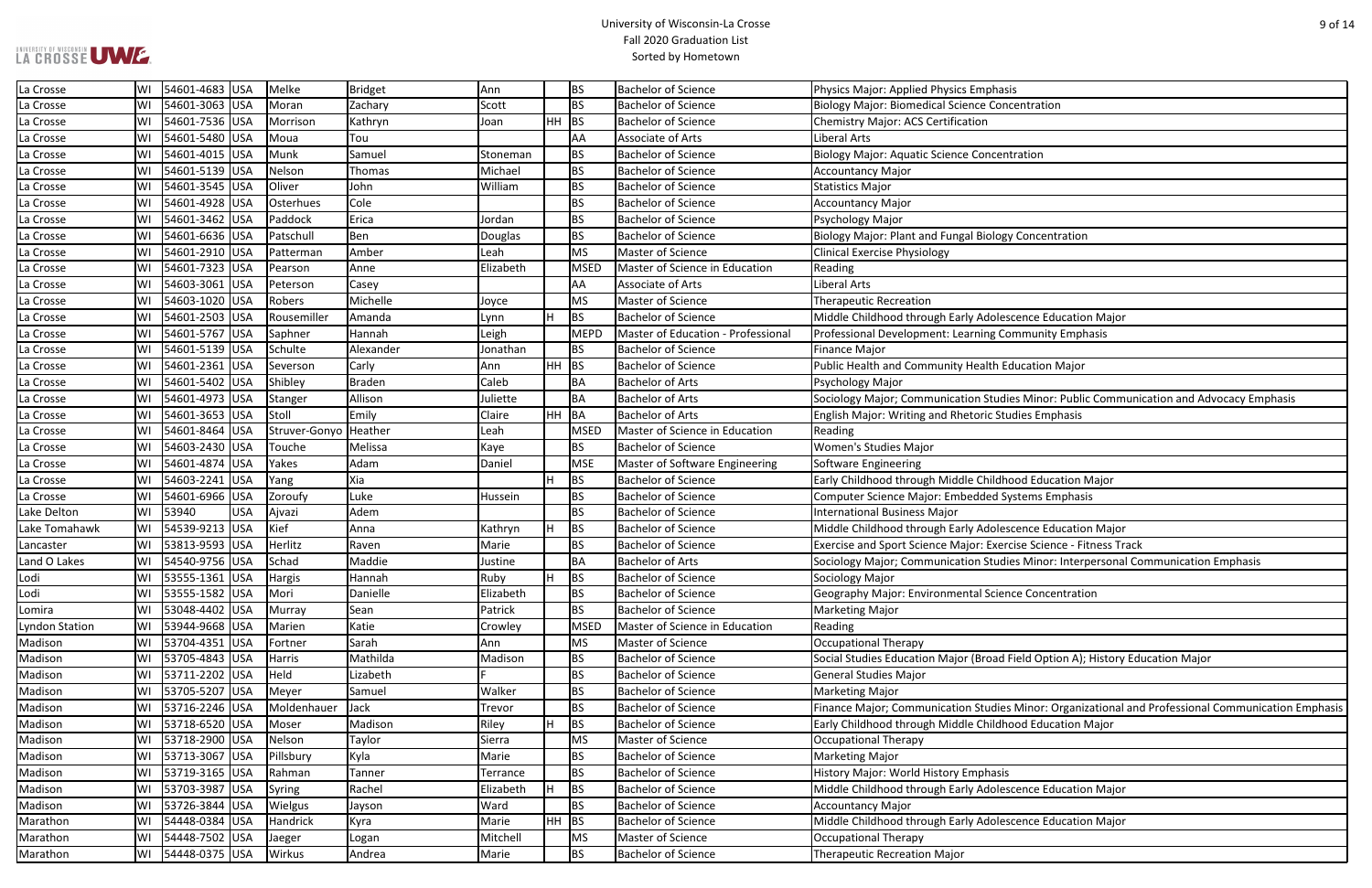| La Crosse | WI | 54601-4683 | USA | Melke | Bridget | Ann | | BS | Bachelor of Science | Physics Major: Applied Physics Emphasis |
|---|---|---|---|---|---|---|---|---|---|---|
| La Crosse | WI | 54601-3063 | USA | Moran | Zachary | Scott | | BS | Bachelor of Science | Biology Major: Biomedical Science Concentration |
| La Crosse | WI | 54601-7536 | USA | Morrison | Kathryn | Joan | HH | BS | Bachelor of Science | Chemistry Major: ACS Certification |
| La Crosse | WI | 54601-5480 | USA | Moua | Tou | | | AA | Associate of Arts | Liberal Arts |
| La Crosse | WI | 54601-4015 | USA | Munk | Samuel | Stoneman | | BS | Bachelor of Science | Biology Major: Aquatic Science Concentration |
| La Crosse | WI | 54601-5139 | USA | Nelson | Thomas | Michael | | BS | Bachelor of Science | Accountancy Major |
| La Crosse | WI | 54601-3545 | USA | Oliver | John | William | | BS | Bachelor of Science | Statistics Major |
| La Crosse | WI | 54601-4928 | USA | Osterhues | Cole | | | BS | Bachelor of Science | Accountancy Major |
| La Crosse | WI | 54601-3462 | USA | Paddock | Erica | Jordan | | BS | Bachelor of Science | Psychology Major |
| La Crosse | WI | 54601-6636 | USA | Patschull | Ben | Douglas | | BS | Bachelor of Science | Biology Major: Plant and Fungal Biology Concentration |
| La Crosse | WI | 54601-2910 | USA | Patterman | Amber | Leah | | MS | Master of Science | Clinical Exercise Physiology |
| La Crosse | WI | 54601-7323 | USA | Pearson | Anne | Elizabeth | | MSED | Master of Science in Education | Reading |
| La Crosse | WI | 54603-3061 | USA | Peterson | Casey | | | AA | Associate of Arts | Liberal Arts |
| La Crosse | WI | 54603-1020 | USA | Robers | Michelle | Joyce | | MS | Master of Science | Therapeutic Recreation |
| La Crosse | WI | 54601-2503 | USA | Rousemiller | Amanda | Lynn | H | BS | Bachelor of Science | Middle Childhood through Early Adolescence Education Major |
| La Crosse | WI | 54601-5767 | USA | Saphner | Hannah | Leigh | | MEPD | Master of Education - Professional | Professional Development: Learning Community Emphasis |
| La Crosse | WI | 54601-5139 | USA | Schulte | Alexander | Jonathan | | BS | Bachelor of Science | Finance Major |
| La Crosse | WI | 54601-2361 | USA | Severson | Carly | Ann | HH | BS | Bachelor of Science | Public Health and Community Health Education Major |
| La Crosse | WI | 54601-5402 | USA | Shibley | Braden | Caleb | | BA | Bachelor of Arts | Psychology Major |
| La Crosse | WI | 54601-4973 | USA | Stanger | Allison | Juliette | | BA | Bachelor of Arts | Sociology Major; Communication Studies Minor: Public Communication and Advocacy Emphasis |
| La Crosse | WI | 54601-3653 | USA | Stoll | Emily | Claire | HH | BA | Bachelor of Arts | English Major: Writing and Rhetoric Studies Emphasis |
| La Crosse | WI | 54601-8464 | USA | Struver-Gonyo | Heather | Leah | | MSED | Master of Science in Education | Reading |
| La Crosse | WI | 54603-2430 | USA | Touche | Melissa | Kaye | | BS | Bachelor of Science | Women's Studies Major |
| La Crosse | WI | 54601-4874 | USA | Yakes | Adam | Daniel | | MSE | Master of Software Engineering | Software Engineering |
| La Crosse | WI | 54603-2241 | USA | Yang | Xia | | H | BS | Bachelor of Science | Early Childhood through Middle Childhood Education Major |
| La Crosse | WI | 54601-6966 | USA | Zoroufy | Luke | Hussein | | BS | Bachelor of Science | Computer Science Major: Embedded Systems Emphasis |
| Lake Delton | WI | 53940 | USA | Ajvazi | Adem | | | BS | Bachelor of Science | International Business Major |
| Lake Tomahawk | WI | 54539-9213 | USA | Kief | Anna | Kathryn | H | BS | Bachelor of Science | Middle Childhood through Early Adolescence Education Major |
| Lancaster | WI | 53813-9593 | USA | Herlitz | Raven | Marie | | BS | Bachelor of Science | Exercise and Sport Science Major: Exercise Science - Fitness Track |
| Land O Lakes | WI | 54540-9756 | USA | Schad | Maddie | Justine | | BA | Bachelor of Arts | Sociology Major; Communication Studies Minor: Interpersonal Communication Emphasis |
| Lodi | WI | 53555-1361 | USA | Hargis | Hannah | Ruby | H | BS | Bachelor of Science | Sociology Major |
| Lodi | WI | 53555-1582 | USA | Mori | Danielle | Elizabeth | | BS | Bachelor of Science | Geography Major: Environmental Science Concentration |
| Lomira | WI | 53048-4402 | USA | Murray | Sean | Patrick | | BS | Bachelor of Science | Marketing Major |
| Lyndon Station | WI | 53944-9668 | USA | Marien | Katie | Crowley | | MSED | Master of Science in Education | Reading |
| Madison | WI | 53704-4351 | USA | Fortner | Sarah | Ann | | MS | Master of Science | Occupational Therapy |
| Madison | WI | 53705-4843 | USA | Harris | Mathilda | Madison | | BS | Bachelor of Science | Social Studies Education Major (Broad Field Option A); History Education Major |
| Madison | WI | 53711-2202 | USA | Held | Lizabeth | F | | BS | Bachelor of Science | General Studies Major |
| Madison | WI | 53705-5207 | USA | Meyer | Samuel | Walker | | BS | Bachelor of Science | Marketing Major |
| Madison | WI | 53716-2246 | USA | Moldenhauer | Jack | Trevor | | BS | Bachelor of Science | Finance Major; Communication Studies Minor: Organizational and Professional Communication Emphasis |
| Madison | WI | 53718-6520 | USA | Moser | Madison | Riley | H | BS | Bachelor of Science | Early Childhood through Middle Childhood Education Major |
| Madison | WI | 53718-2900 | USA | Nelson | Taylor | Sierra | | MS | Master of Science | Occupational Therapy |
| Madison | WI | 53713-3067 | USA | Pillsbury | Kyla | Marie | | BS | Bachelor of Science | Marketing Major |
| Madison | WI | 53719-3165 | USA | Rahman | Tanner | Terrance | | BS | Bachelor of Science | History Major: World History Emphasis |
| Madison | WI | 53703-3987 | USA | Syring | Rachel | Elizabeth | H | BS | Bachelor of Science | Middle Childhood through Early Adolescence Education Major |
| Madison | WI | 53726-3844 | USA | Wielgus | Jayson | Ward | | BS | Bachelor of Science | Accountancy Major |
| Marathon | WI | 54448-0384 | USA | Handrick | Kyra | Marie | HH | BS | Bachelor of Science | Middle Childhood through Early Adolescence Education Major |
| Marathon | WI | 54448-7502 | USA | Jaeger | Logan | Mitchell | | MS | Master of Science | Occupational Therapy |
| Marathon | WI | 54448-0375 | USA | Wirkus | Andrea | Marie | | BS | Bachelor of Science | Therapeutic Recreation Major |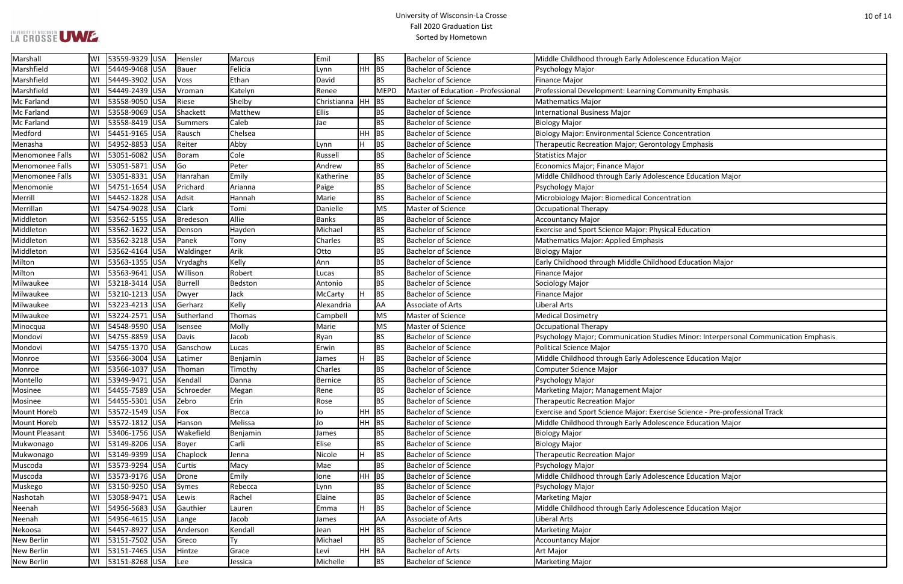# University of Wisconsin-La Crosse
## Fall 2020 Graduation List
### Sorted by Hometown

| | | | | | | | | | | |
|---|---|---|---|---|---|---|---|---|---|---|
| Marshall | WI | 53559-9329 | USA | Hensler | Marcus | Emil | | BS | Bachelor of Science | Middle Childhood through Early Adolescence Education Major |
| Marshfield | WI | 54449-9468 | USA | Bauer | Felicia | Lynn | HH | BS | Bachelor of Science | Psychology Major |
| Marshfield | WI | 54449-3902 | USA | Voss | Ethan | David | | BS | Bachelor of Science | Finance Major |
| Marshfield | WI | 54449-2439 | USA | Vroman | Katelyn | Renee | | MEPD | Master of Education - Professional | Professional Development: Learning Community Emphasis |
| Mc Farland | WI | 53558-9050 | USA | Riese | Shelby | Christianna | HH | BS | Bachelor of Science | Mathematics Major |
| Mc Farland | WI | 53558-9069 | USA | Shackett | Matthew | Ellis | | BS | Bachelor of Science | International Business Major |
| Mc Farland | WI | 53558-8419 | USA | Summers | Caleb | Jae | | BS | Bachelor of Science | Biology Major |
| Medford | WI | 54451-9165 | USA | Rausch | Chelsea | | HH | BS | Bachelor of Science | Biology Major: Environmental Science Concentration |
| Menasha | WI | 54952-8853 | USA | Reiter | Abby | Lynn | H | BS | Bachelor of Science | Therapeutic Recreation Major; Gerontology Emphasis |
| Menomonee Falls | WI | 53051-6082 | USA | Boram | Cole | Russell | | BS | Bachelor of Science | Statistics Major |
| Menomonee Falls | WI | 53051-5871 | USA | Go | Peter | Andrew | | BS | Bachelor of Science | Economics Major; Finance Major |
| Menomonee Falls | WI | 53051-8331 | USA | Hanrahan | Emily | Katherine | | BS | Bachelor of Science | Middle Childhood through Early Adolescence Education Major |
| Menomonie | WI | 54751-1654 | USA | Prichard | Arianna | Paige | | BS | Bachelor of Science | Psychology Major |
| Merrill | WI | 54452-1828 | USA | Adsit | Hannah | Marie | | BS | Bachelor of Science | Microbiology Major: Biomedical Concentration |
| Merrillan | WI | 54754-9028 | USA | Clark | Tomi | Danielle | | MS | Master of Science | Occupational Therapy |
| Middleton | WI | 53562-5155 | USA | Bredeson | Allie | Banks | | BS | Bachelor of Science | Accountancy Major |
| Middleton | WI | 53562-1622 | USA | Denson | Hayden | Michael | | BS | Bachelor of Science | Exercise and Sport Science Major: Physical Education |
| Middleton | WI | 53562-3218 | USA | Panek | Tony | Charles | | BS | Bachelor of Science | Mathematics Major: Applied Emphasis |
| Middleton | WI | 53562-4164 | USA | Waldinger | Arik | Otto | | BS | Bachelor of Science | Biology Major |
| Milton | WI | 53563-1355 | USA | Vrydaghs | Kelly | Ann | | BS | Bachelor of Science | Early Childhood through Middle Childhood Education Major |
| Milton | WI | 53563-9641 | USA | Willison | Robert | Lucas | | BS | Bachelor of Science | Finance Major |
| Milwaukee | WI | 53218-3414 | USA | Burrell | Bedston | Antonio | | BS | Bachelor of Science | Sociology Major |
| Milwaukee | WI | 53210-1213 | USA | Dwyer | Jack | McCarty | H | BS | Bachelor of Science | Finance Major |
| Milwaukee | WI | 53223-4213 | USA | Gerharz | Kelly | Alexandria | | AA | Associate of Arts | Liberal Arts |
| Milwaukee | WI | 53224-2571 | USA | Sutherland | Thomas | Campbell | | MS | Master of Science | Medical Dosimetry |
| Minocqua | WI | 54548-9590 | USA | Isensee | Molly | Marie | | MS | Master of Science | Occupational Therapy |
| Mondovi | WI | 54755-8859 | USA | Davis | Jacob | Ryan | | BS | Bachelor of Science | Psychology Major; Communication Studies Minor: Interpersonal Communication Emphasis |
| Mondovi | WI | 54755-1370 | USA | Ganschow | Lucas | Erwin | | BS | Bachelor of Science | Political Science Major |
| Monroe | WI | 53566-3004 | USA | Latimer | Benjamin | James | H | BS | Bachelor of Science | Middle Childhood through Early Adolescence Education Major |
| Monroe | WI | 53566-1037 | USA | Thoman | Timothy | Charles | | BS | Bachelor of Science | Computer Science Major |
| Montello | WI | 53949-9471 | USA | Kendall | Danna | Bernice | | BS | Bachelor of Science | Psychology Major |
| Mosinee | WI | 54455-7589 | USA | Schroeder | Megan | Rene | | BS | Bachelor of Science | Marketing Major; Management Major |
| Mosinee | WI | 54455-5301 | USA | Zebro | Erin | Rose | | BS | Bachelor of Science | Therapeutic Recreation Major |
| Mount Horeb | WI | 53572-1549 | USA | Fox | Becca | Jo | HH | BS | Bachelor of Science | Exercise and Sport Science Major: Exercise Science - Pre-professional Track |
| Mount Horeb | WI | 53572-1812 | USA | Hanson | Melissa | Jo | HH | BS | Bachelor of Science | Middle Childhood through Early Adolescence Education Major |
| Mount Pleasant | WI | 53406-1756 | USA | Wakefield | Benjamin | James | | BS | Bachelor of Science | Biology Major |
| Mukwonago | WI | 53149-8206 | USA | Boyer | Carli | Elise | | BS | Bachelor of Science | Biology Major |
| Mukwonago | WI | 53149-9399 | USA | Chaplock | Jenna | Nicole | H | BS | Bachelor of Science | Therapeutic Recreation Major |
| Muscoda | WI | 53573-9294 | USA | Curtis | Macy | Mae | | BS | Bachelor of Science | Psychology Major |
| Muscoda | WI | 53573-9176 | USA | Drone | Emily | Ione | HH | BS | Bachelor of Science | Middle Childhood through Early Adolescence Education Major |
| Muskego | WI | 53150-9250 | USA | Symes | Rebecca | Lynn | | BS | Bachelor of Science | Psychology Major |
| Nashotah | WI | 53058-9471 | USA | Lewis | Rachel | Elaine | | BS | Bachelor of Science | Marketing Major |
| Neenah | WI | 54956-5683 | USA | Gauthier | Lauren | Emma | H | BS | Bachelor of Science | Middle Childhood through Early Adolescence Education Major |
| Neenah | WI | 54956-4615 | USA | Lange | Jacob | James | | AA | Associate of Arts | Liberal Arts |
| Nekoosa | WI | 54457-8927 | USA | Anderson | Kendall | Jean | HH | BS | Bachelor of Science | Marketing Major |
| New Berlin | WI | 53151-7502 | USA | Greco | Ty | Michael | | BS | Bachelor of Science | Accountancy Major |
| New Berlin | WI | 53151-7465 | USA | Hintze | Grace | Levi | HH | BA | Bachelor of Arts | Art Major |
| New Berlin | WI | 53151-8268 | USA | Lee | Jessica | Michelle | | BS | Bachelor of Science | Marketing Major |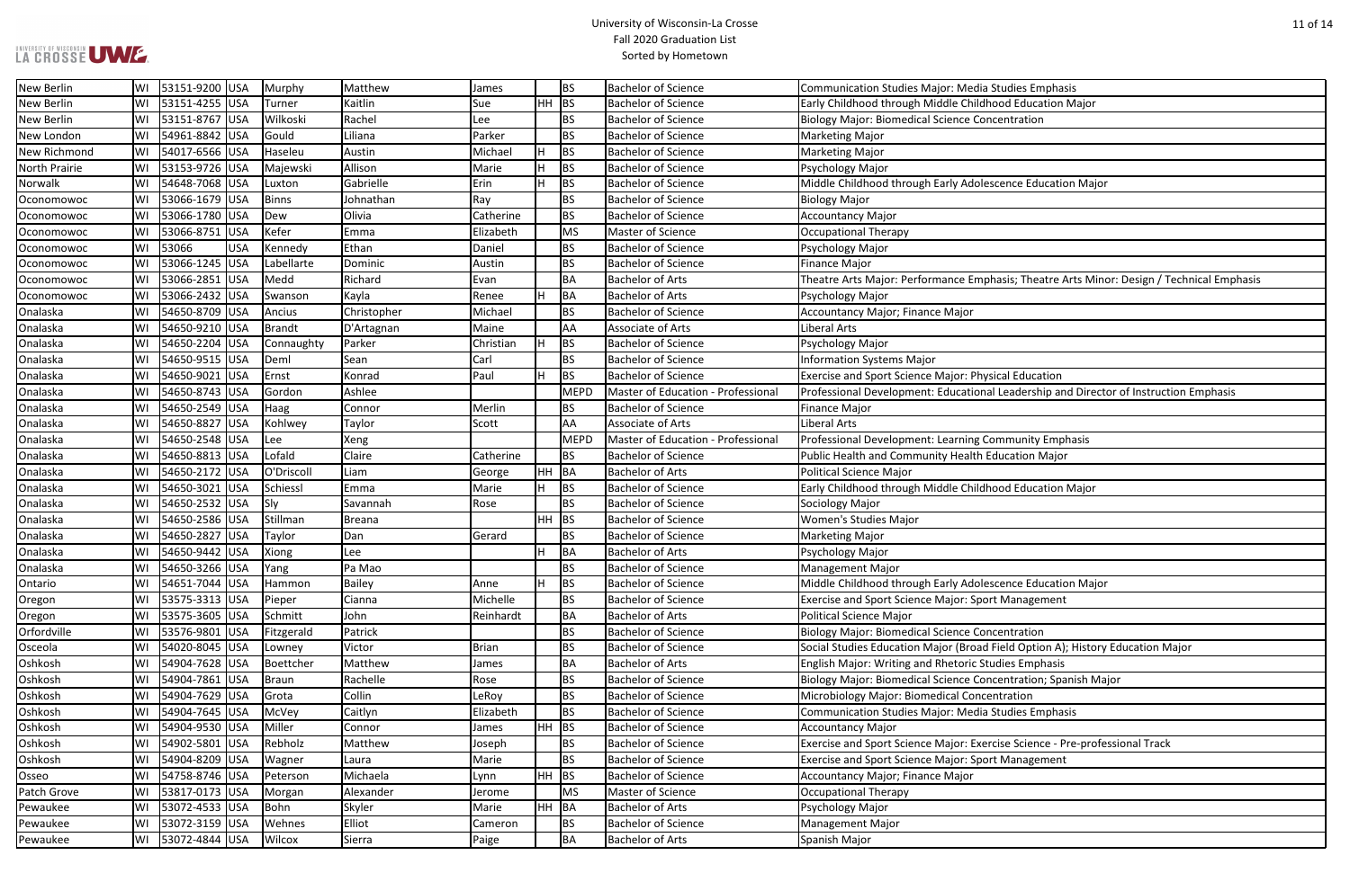| | | | | | | | | | | |
|---|---|---|---|---|---|---|---|---|---|---|
| New Berlin | WI | 53151-9200 | USA | Murphy | Matthew | James | | BS | Bachelor of Science | Communication Studies Major: Media Studies Emphasis |
| New Berlin | WI | 53151-4255 | USA | Turner | Kaitlin | Sue | HH | BS | Bachelor of Science | Early Childhood through Middle Childhood Education Major |
| New Berlin | WI | 53151-8767 | USA | Wilkoski | Rachel | Lee | | BS | Bachelor of Science | Biology Major: Biomedical Science Concentration |
| New London | WI | 54961-8842 | USA | Gould | Liliana | Parker | | BS | Bachelor of Science | Marketing Major |
| New Richmond | WI | 54017-6566 | USA | Haseleu | Austin | Michael | H | BS | Bachelor of Science | Marketing Major |
| North Prairie | WI | 53153-9726 | USA | Majewski | Allison | Marie | H | BS | Bachelor of Science | Psychology Major |
| Norwalk | WI | 54648-7068 | USA | Luxton | Gabrielle | Erin | H | BS | Bachelor of Science | Middle Childhood through Early Adolescence Education Major |
| Oconomowoc | WI | 53066-1679 | USA | Binns | Johnathan | Ray | | BS | Bachelor of Science | Biology Major |
| Oconomowoc | WI | 53066-1780 | USA | Dew | Olivia | Catherine | | BS | Bachelor of Science | Accountancy Major |
| Oconomowoc | WI | 53066-8751 | USA | Kefer | Emma | Elizabeth | | MS | Master of Science | Occupational Therapy |
| Oconomowoc | WI | 53066 | USA | Kennedy | Ethan | Daniel | | BS | Bachelor of Science | Psychology Major |
| Oconomowoc | WI | 53066-1245 | USA | Labellarte | Dominic | Austin | | BS | Bachelor of Science | Finance Major |
| Oconomowoc | WI | 53066-2851 | USA | Medd | Richard | Evan | | BA | Bachelor of Arts | Theatre Arts Major: Performance Emphasis; Theatre Arts Minor: Design / Technical Emphasis |
| Oconomowoc | WI | 53066-2432 | USA | Swanson | Kayla | Renee | H | BA | Bachelor of Arts | Psychology Major |
| Onalaska | WI | 54650-8709 | USA | Ancius | Christopher | Michael | | BS | Bachelor of Science | Accountancy Major; Finance Major |
| Onalaska | WI | 54650-9210 | USA | Brandt | D'Artagnan | Maine | | AA | Associate of Arts | Liberal Arts |
| Onalaska | WI | 54650-2204 | USA | Connaughty | Parker | Christian | H | BS | Bachelor of Science | Psychology Major |
| Onalaska | WI | 54650-9515 | USA | Deml | Sean | Carl | | BS | Bachelor of Science | Information Systems Major |
| Onalaska | WI | 54650-9021 | USA | Ernst | Konrad | Paul | H | BS | Bachelor of Science | Exercise and Sport Science Major: Physical Education |
| Onalaska | WI | 54650-8743 | USA | Gordon | Ashlee | | | MEPD | Master of Education - Professional | Professional Development: Educational Leadership and Director of Instruction Emphasis |
| Onalaska | WI | 54650-2549 | USA | Haag | Connor | Merlin | | BS | Bachelor of Science | Finance Major |
| Onalaska | WI | 54650-8827 | USA | Kohlwey | Taylor | Scott | | AA | Associate of Arts | Liberal Arts |
| Onalaska | WI | 54650-2548 | USA | Lee | Xeng | | | MEPD | Master of Education - Professional | Professional Development: Learning Community Emphasis |
| Onalaska | WI | 54650-8813 | USA | Lofald | Claire | Catherine | | BS | Bachelor of Science | Public Health and Community Health Education Major |
| Onalaska | WI | 54650-2172 | USA | O'Driscoll | Liam | George | HH | BA | Bachelor of Arts | Political Science Major |
| Onalaska | WI | 54650-3021 | USA | Schiessl | Emma | Marie | H | BS | Bachelor of Science | Early Childhood through Middle Childhood Education Major |
| Onalaska | WI | 54650-2532 | USA | Sly | Savannah | Rose | | BS | Bachelor of Science | Sociology Major |
| Onalaska | WI | 54650-2586 | USA | Stillman | Breana | | HH | BS | Bachelor of Science | Women's Studies Major |
| Onalaska | WI | 54650-2827 | USA | Taylor | Dan | Gerard | | BS | Bachelor of Science | Marketing Major |
| Onalaska | WI | 54650-9442 | USA | Xiong | Lee | | H | BA | Bachelor of Arts | Psychology Major |
| Onalaska | WI | 54650-3266 | USA | Yang | Pa Mao | | | BS | Bachelor of Science | Management Major |
| Ontario | WI | 54651-7044 | USA | Hammon | Bailey | Anne | H | BS | Bachelor of Science | Middle Childhood through Early Adolescence Education Major |
| Oregon | WI | 53575-3313 | USA | Pieper | Cianna | Michelle | | BS | Bachelor of Science | Exercise and Sport Science Major: Sport Management |
| Oregon | WI | 53575-3605 | USA | Schmitt | John | Reinhardt | | BA | Bachelor of Arts | Political Science Major |
| Orfordville | WI | 53576-9801 | USA | Fitzgerald | Patrick | | | BS | Bachelor of Science | Biology Major: Biomedical Science Concentration |
| Osceola | WI | 54020-8045 | USA | Lowney | Victor | Brian | | BS | Bachelor of Science | Social Studies Education Major (Broad Field Option A); History Education Major |
| Oshkosh | WI | 54904-7628 | USA | Boettcher | Matthew | James | | BA | Bachelor of Arts | English Major: Writing and Rhetoric Studies Emphasis |
| Oshkosh | WI | 54904-7861 | USA | Braun | Rachelle | Rose | | BS | Bachelor of Science | Biology Major: Biomedical Science Concentration; Spanish Major |
| Oshkosh | WI | 54904-7629 | USA | Grota | Collin | LeRoy | | BS | Bachelor of Science | Microbiology Major: Biomedical Concentration |
| Oshkosh | WI | 54904-7645 | USA | McVey | Caitlyn | Elizabeth | | BS | Bachelor of Science | Communication Studies Major: Media Studies Emphasis |
| Oshkosh | WI | 54904-9530 | USA | Miller | Connor | James | HH | BS | Bachelor of Science | Accountancy Major |
| Oshkosh | WI | 54902-5801 | USA | Rebholz | Matthew | Joseph | | BS | Bachelor of Science | Exercise and Sport Science Major: Exercise Science - Pre-professional Track |
| Oshkosh | WI | 54904-8209 | USA | Wagner | Laura | Marie | | BS | Bachelor of Science | Exercise and Sport Science Major: Sport Management |
| Osseo | WI | 54758-8746 | USA | Peterson | Michaela | Lynn | HH | BS | Bachelor of Science | Accountancy Major; Finance Major |
| Patch Grove | WI | 53817-0173 | USA | Morgan | Alexander | Jerome | | MS | Master of Science | Occupational Therapy |
| Pewaukee | WI | 53072-4533 | USA | Bohn | Skyler | Marie | HH | BA | Bachelor of Arts | Psychology Major |
| Pewaukee | WI | 53072-3159 | USA | Wehnes | Elliot | Cameron | | BS | Bachelor of Science | Management Major |
| Pewaukee | WI | 53072-4844 | USA | Wilcox | Sierra | Paige | | BA | Bachelor of Arts | Spanish Major |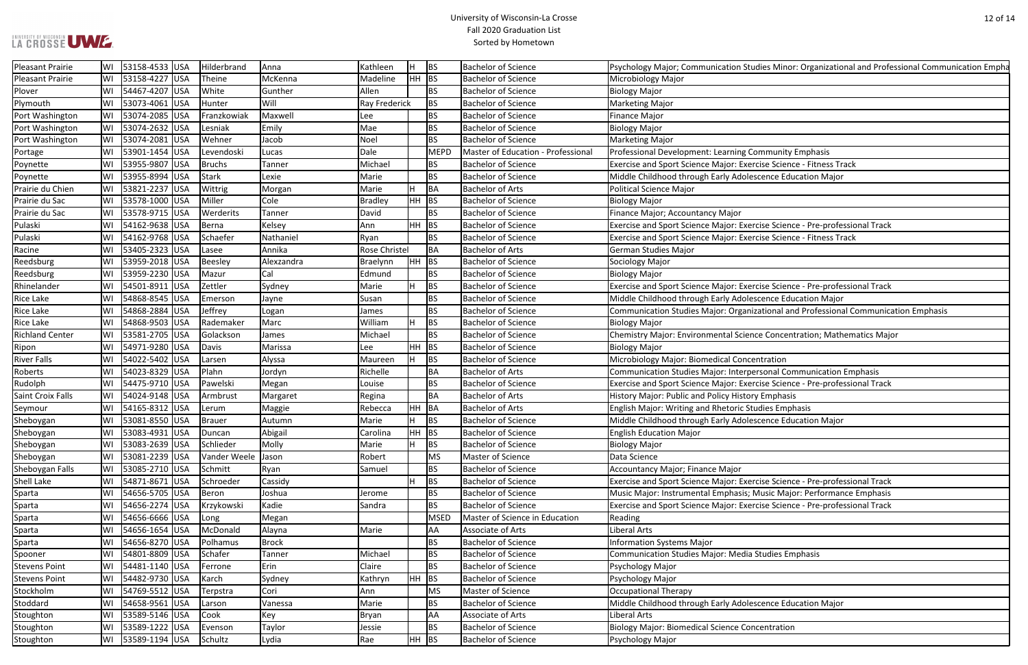# University of Wisconsin-La Crosse
## Fall 2020 Graduation List
### Sorted by Hometown

| | | | | | | | | | | |
|---|---|---|---|---|---|---|---|---|---|---|
| Pleasant Prairie | WI | 53158-4533 | USA | Hilderbrand | Anna | Kathleen | H | BS | Bachelor of Science | Psychology Major; Communication Studies Minor: Organizational and Professional Communication Empha |
| Pleasant Prairie | WI | 53158-4227 | USA | Theine | McKenna | Madeline | HH | BS | Bachelor of Science | Microbiology Major |
| Plover | WI | 54467-4207 | USA | White | Gunther | Allen | | BS | Bachelor of Science | Biology Major |
| Plymouth | WI | 53073-4061 | USA | Hunter | Will | Ray Frederick | | BS | Bachelor of Science | Marketing Major |
| Port Washington | WI | 53074-2085 | USA | Franzkowiak | Maxwell | Lee | | BS | Bachelor of Science | Finance Major |
| Port Washington | WI | 53074-2632 | USA | Lesniak | Emily | Mae | | BS | Bachelor of Science | Biology Major |
| Port Washington | WI | 53074-2081 | USA | Wehner | Jacob | Noel | | BS | Bachelor of Science | Marketing Major |
| Portage | WI | 53901-1454 | USA | Levendoski | Lucas | Dale | | MEPD | Master of Education - Professional | Professional Development: Learning Community Emphasis |
| Poynette | WI | 53955-9807 | USA | Bruchs | Tanner | Michael | | BS | Bachelor of Science | Exercise and Sport Science Major: Exercise Science - Fitness Track |
| Poynette | WI | 53955-8994 | USA | Stark | Lexie | Marie | | BS | Bachelor of Science | Middle Childhood through Early Adolescence Education Major |
| Prairie du Chien | WI | 53821-2237 | USA | Wittrig | Morgan | Marie | H | BA | Bachelor of Arts | Political Science Major |
| Prairie du Sac | WI | 53578-1000 | USA | Miller | Cole | Bradley | HH | BS | Bachelor of Science | Biology Major |
| Prairie du Sac | WI | 53578-9715 | USA | Werderits | Tanner | David | | BS | Bachelor of Science | Finance Major; Accountancy Major |
| Pulaski | WI | 54162-9638 | USA | Berna | Kelsey | Ann | HH | BS | Bachelor of Science | Exercise and Sport Science Major: Exercise Science - Pre-professional Track |
| Pulaski | WI | 54162-9768 | USA | Schaefer | Nathaniel | Ryan | | BS | Bachelor of Science | Exercise and Sport Science Major: Exercise Science - Fitness Track |
| Racine | WI | 53405-2323 | USA | Lasee | Annika | Rose Christel | | BA | Bachelor of Arts | German Studies Major |
| Reedsburg | WI | 53959-2018 | USA | Beesley | Alexzandra | Braelynn | HH | BS | Bachelor of Science | Sociology Major |
| Reedsburg | WI | 53959-2230 | USA | Mazur | Cal | Edmund | | BS | Bachelor of Science | Biology Major |
| Rhinelander | WI | 54501-8911 | USA | Zettler | Sydney | Marie | H | BS | Bachelor of Science | Exercise and Sport Science Major: Exercise Science - Pre-professional Track |
| Rice Lake | WI | 54868-8545 | USA | Emerson | Jayne | Susan | | BS | Bachelor of Science | Middle Childhood through Early Adolescence Education Major |
| Rice Lake | WI | 54868-2884 | USA | Jeffrey | Logan | James | | BS | Bachelor of Science | Communication Studies Major: Organizational and Professional Communication Emphasis |
| Rice Lake | WI | 54868-9503 | USA | Rademaker | Marc | William | H | BS | Bachelor of Science | Biology Major |
| Richland Center | WI | 53581-2705 | USA | Golackson | James | Michael | | BS | Bachelor of Science | Chemistry Major: Environmental Science Concentration; Mathematics Major |
| Ripon | WI | 54971-9280 | USA | Davis | Marissa | Lee | HH | BS | Bachelor of Science | Biology Major |
| River Falls | WI | 54022-5402 | USA | Larsen | Alyssa | Maureen | H | BS | Bachelor of Science | Microbiology Major: Biomedical Concentration |
| Roberts | WI | 54023-8329 | USA | Plahn | Jordyn | Richelle | | BA | Bachelor of Arts | Communication Studies Major: Interpersonal Communication Emphasis |
| Rudolph | WI | 54475-9710 | USA | Pawelski | Megan | Louise | | BS | Bachelor of Science | Exercise and Sport Science Major: Exercise Science - Pre-professional Track |
| Saint Croix Falls | WI | 54024-9148 | USA | Armbrust | Margaret | Regina | | BA | Bachelor of Arts | History Major: Public and Policy History Emphasis |
| Seymour | WI | 54165-8312 | USA | Lerum | Maggie | Rebecca | HH | BA | Bachelor of Arts | English Major: Writing and Rhetoric Studies Emphasis |
| Sheboygan | WI | 53081-8550 | USA | Brauer | Autumn | Marie | H | BS | Bachelor of Science | Middle Childhood through Early Adolescence Education Major |
| Sheboygan | WI | 53083-4931 | USA | Duncan | Abigail | Carolina | HH | BS | Bachelor of Science | English Education Major |
| Sheboygan | WI | 53083-2639 | USA | Schlieder | Molly | Marie | H | BS | Bachelor of Science | Biology Major |
| Sheboygan | WI | 53081-2239 | USA | Vander Weele | Jason | Robert | | MS | Master of Science | Data Science |
| Sheboygan Falls | WI | 53085-2710 | USA | Schmitt | Ryan | Samuel | | BS | Bachelor of Science | Accountancy Major; Finance Major |
| Shell Lake | WI | 54871-8671 | USA | Schroeder | Cassidy | | H | BS | Bachelor of Science | Exercise and Sport Science Major: Exercise Science - Pre-professional Track |
| Sparta | WI | 54656-5705 | USA | Beron | Joshua | Jerome | | BS | Bachelor of Science | Music Major: Instrumental Emphasis; Music Major: Performance Emphasis |
| Sparta | WI | 54656-2274 | USA | Krzykowski | Kadie | Sandra | | BS | Bachelor of Science | Exercise and Sport Science Major: Exercise Science - Pre-professional Track |
| Sparta | WI | 54656-6666 | USA | Long | Megan | | | MSED | Master of Science in Education | Reading |
| Sparta | WI | 54656-1654 | USA | McDonald | Alayna | Marie | | AA | Associate of Arts | Liberal Arts |
| Sparta | WI | 54656-8270 | USA | Polhamus | Brock | | | BS | Bachelor of Science | Information Systems Major |
| Spooner | WI | 54801-8809 | USA | Schafer | Tanner | Michael | | BS | Bachelor of Science | Communication Studies Major: Media Studies Emphasis |
| Stevens Point | WI | 54481-1140 | USA | Ferrone | Erin | Claire | | BS | Bachelor of Science | Psychology Major |
| Stevens Point | WI | 54482-9730 | USA | Karch | Sydney | Kathryn | HH | BS | Bachelor of Science | Psychology Major |
| Stockholm | WI | 54769-5512 | USA | Terpstra | Cori | Ann | | MS | Master of Science | Occupational Therapy |
| Stoddard | WI | 54658-9561 | USA | Larson | Vanessa | Marie | | BS | Bachelor of Science | Middle Childhood through Early Adolescence Education Major |
| Stoughton | WI | 53589-5146 | USA | Cook | Key | Bryan | | AA | Associate of Arts | Liberal Arts |
| Stoughton | WI | 53589-1222 | USA | Evenson | Taylor | Jessie | | BS | Bachelor of Science | Biology Major: Biomedical Science Concentration |
| Stoughton | WI | 53589-1194 | USA | Schultz | Lydia | Rae | HH | BS | Bachelor of Science | Psychology Major |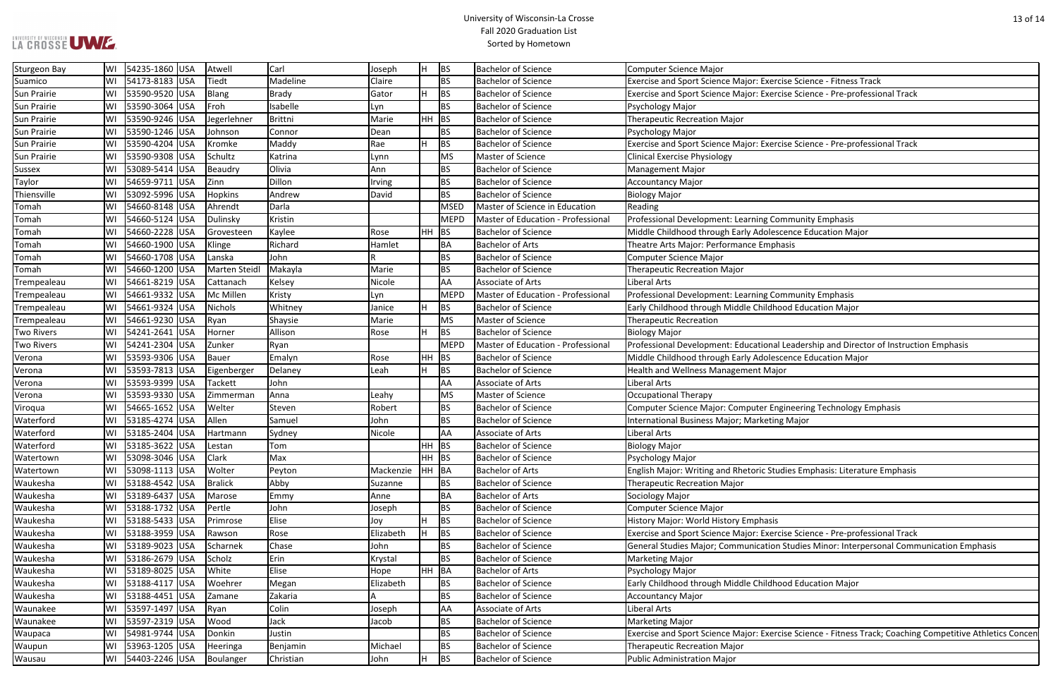# University of Wisconsin-La Crosse
## Fall 2020 Graduation List
### Sorted by Hometown

| | | | | | | | | | | |
|---|---|---|---|---|---|---|---|---|---|---|
| Sturgeon Bay | WI | 54235-1860 | USA | Atwell | Carl | Joseph | H | BS | Bachelor of Science | Computer Science Major |
| Suamico | WI | 54173-8183 | USA | Tiedt | Madeline | Claire | | BS | Bachelor of Science | Exercise and Sport Science Major: Exercise Science - Fitness Track |
| Sun Prairie | WI | 53590-9520 | USA | Blang | Brady | Gator | H | BS | Bachelor of Science | Exercise and Sport Science Major: Exercise Science - Pre-professional Track |
| Sun Prairie | WI | 53590-3064 | USA | Froh | Isabelle | Lyn | | BS | Bachelor of Science | Psychology Major |
| Sun Prairie | WI | 53590-9246 | USA | Jegerlehner | Brittni | Marie | HH | BS | Bachelor of Science | Therapeutic Recreation Major |
| Sun Prairie | WI | 53590-1246 | USA | Johnson | Connor | Dean | | BS | Bachelor of Science | Psychology Major |
| Sun Prairie | WI | 53590-4204 | USA | Kromke | Maddy | Rae | H | BS | Bachelor of Science | Exercise and Sport Science Major: Exercise Science - Pre-professional Track |
| Sun Prairie | WI | 53590-9308 | USA | Schultz | Katrina | Lynn | | MS | Master of Science | Clinical Exercise Physiology |
| Sussex | WI | 53089-5414 | USA | Beaudry | Olivia | Ann | | BS | Bachelor of Science | Management Major |
| Taylor | WI | 54659-9711 | USA | Zinn | Dillon | Irving | | BS | Bachelor of Science | Accountancy Major |
| Thiensville | WI | 53092-5996 | USA | Hopkins | Andrew | David | | BS | Bachelor of Science | Biology Major |
| Tomah | WI | 54660-8148 | USA | Ahrendt | Darla | | | MSED | Master of Science in Education | Reading |
| Tomah | WI | 54660-5124 | USA | Dulinsky | Kristin | | | MEPD | Master of Education - Professional | Professional Development: Learning Community Emphasis |
| Tomah | WI | 54660-2228 | USA | Grovesteen | Kaylee | Rose | HH | BS | Bachelor of Science | Middle Childhood through Early Adolescence Education Major |
| Tomah | WI | 54660-1900 | USA | Klinge | Richard | Hamlet | | BA | Bachelor of Arts | Theatre Arts Major: Performance Emphasis |
| Tomah | WI | 54660-1708 | USA | Lanska | John | R | | BS | Bachelor of Science | Computer Science Major |
| Tomah | WI | 54660-1200 | USA | Marten Steidl | Makayla | Marie | | BS | Bachelor of Science | Therapeutic Recreation Major |
| Trempealeau | WI | 54661-8219 | USA | Cattanach | Kelsey | Nicole | | AA | Associate of Arts | Liberal Arts |
| Trempealeau | WI | 54661-9332 | USA | Mc Millen | Kristy | Lyn | | MEPD | Master of Education - Professional | Professional Development: Learning Community Emphasis |
| Trempealeau | WI | 54661-9324 | USA | Nichols | Whitney | Janice | H | BS | Bachelor of Science | Early Childhood through Middle Childhood Education Major |
| Trempealeau | WI | 54661-9230 | USA | Ryan | Shaysie | Marie | | MS | Master of Science | Therapeutic Recreation |
| Two Rivers | WI | 54241-2641 | USA | Horner | Allison | Rose | H | BS | Bachelor of Science | Biology Major |
| Two Rivers | WI | 54241-2304 | USA | Zunker | Ryan | | | MEPD | Master of Education - Professional | Professional Development: Educational Leadership and Director of Instruction Emphasis |
| Verona | WI | 53593-9306 | USA | Bauer | Emalyn | Rose | HH | BS | Bachelor of Science | Middle Childhood through Early Adolescence Education Major |
| Verona | WI | 53593-7813 | USA | Eigenberger | Delaney | Leah | H | BS | Bachelor of Science | Health and Wellness Management Major |
| Verona | WI | 53593-9399 | USA | Tackett | John | | | AA | Associate of Arts | Liberal Arts |
| Verona | WI | 53593-9330 | USA | Zimmerman | Anna | Leahy | | MS | Master of Science | Occupational Therapy |
| Viroqua | WI | 54665-1652 | USA | Welter | Steven | Robert | | BS | Bachelor of Science | Computer Science Major: Computer Engineering Technology Emphasis |
| Waterford | WI | 53185-4274 | USA | Allen | Samuel | John | | BS | Bachelor of Science | International Business Major; Marketing Major |
| Waterford | WI | 53185-2404 | USA | Hartmann | Sydney | Nicole | | AA | Associate of Arts | Liberal Arts |
| Waterford | WI | 53185-3622 | USA | Lestan | Tom | | HH | BS | Bachelor of Science | Biology Major |
| Watertown | WI | 53098-3046 | USA | Clark | Max | | HH | BS | Bachelor of Science | Psychology Major |
| Watertown | WI | 53098-1113 | USA | Wolter | Peyton | Mackenzie | HH | BA | Bachelor of Arts | English Major: Writing and Rhetoric Studies Emphasis: Literature Emphasis |
| Waukesha | WI | 53188-4542 | USA | Bralick | Abby | Suzanne | | BS | Bachelor of Science | Therapeutic Recreation Major |
| Waukesha | WI | 53189-6437 | USA | Marose | Emmy | Anne | | BA | Bachelor of Arts | Sociology Major |
| Waukesha | WI | 53188-1732 | USA | Pertle | John | Joseph | | BS | Bachelor of Science | Computer Science Major |
| Waukesha | WI | 53188-5433 | USA | Primrose | Elise | Joy | H | BS | Bachelor of Science | History Major: World History Emphasis |
| Waukesha | WI | 53188-3959 | USA | Rawson | Rose | Elizabeth | H | BS | Bachelor of Science | Exercise and Sport Science Major: Exercise Science - Pre-professional Track |
| Waukesha | WI | 53189-9023 | USA | Scharnek | Chase | John | | BS | Bachelor of Science | General Studies Major; Communication Studies Minor: Interpersonal Communication Emphasis |
| Waukesha | WI | 53186-2679 | USA | Scholz | Erin | Krystal | | BS | Bachelor of Science | Marketing Major |
| Waukesha | WI | 53189-8025 | USA | White | Elise | Hope | HH | BA | Bachelor of Arts | Psychology Major |
| Waukesha | WI | 53188-4117 | USA | Woehrer | Megan | Elizabeth | | BS | Bachelor of Science | Early Childhood through Middle Childhood Education Major |
| Waukesha | WI | 53188-4451 | USA | Zamane | Zakaria | A | | BS | Bachelor of Science | Accountancy Major |
| Waunakee | WI | 53597-1497 | USA | Ryan | Colin | Joseph | | AA | Associate of Arts | Liberal Arts |
| Waunakee | WI | 53597-2319 | USA | Wood | Jack | Jacob | | BS | Bachelor of Science | Marketing Major |
| Waupaca | WI | 54981-9744 | USA | Donkin | Justin | | | BS | Bachelor of Science | Exercise and Sport Science Major: Exercise Science - Fitness Track; Coaching Competitive Athletics Concen |
| Waupun | WI | 53963-1205 | USA | Heeringa | Benjamin | Michael | | BS | Bachelor of Science | Therapeutic Recreation Major |
| Wausau | WI | 54403-2246 | USA | Boulanger | Christian | John | H | BS | Bachelor of Science | Public Administration Major |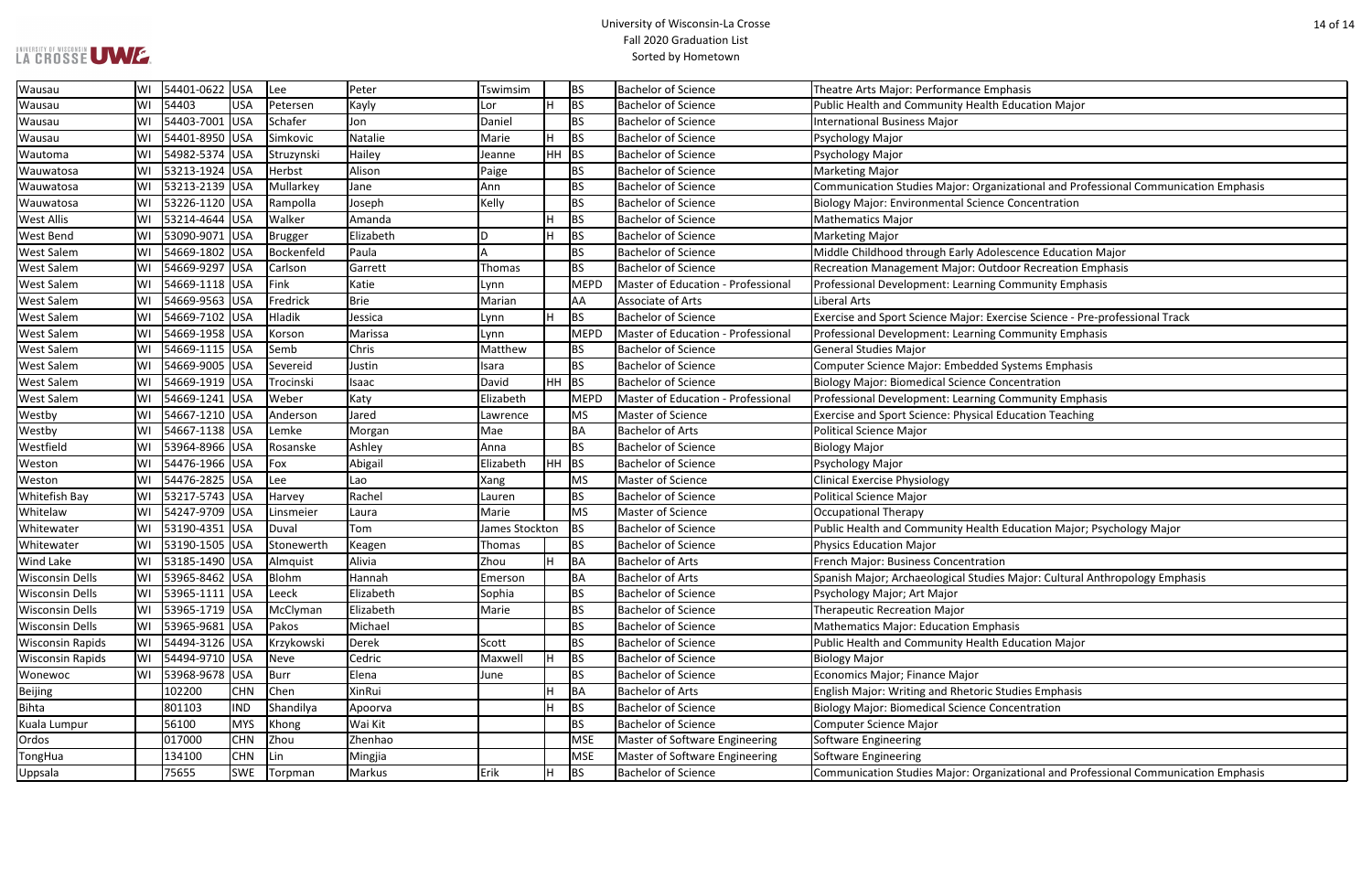University of Wisconsin-La Crosse
Fall 2020 Graduation List
Sorted by Hometown

| | | | | | | | | | | |
|---|---|---|---|---|---|---|---|---|---|---|
| Wausau | WI | 54401-0622 | USA | Lee | Peter | Tswimsim | | BS | Bachelor of Science | Theatre Arts Major: Performance Emphasis |
| Wausau | WI | 54403 | USA | Petersen | Kayly | Lor | H | BS | Bachelor of Science | Public Health and Community Health Education Major |
| Wausau | WI | 54403-7001 | USA | Schafer | Jon | Daniel | | BS | Bachelor of Science | International Business Major |
| Wausau | WI | 54401-8950 | USA | Simkovic | Natalie | Marie | H | BS | Bachelor of Science | Psychology Major |
| Wautoma | WI | 54982-5374 | USA | Struzynski | Hailey | Jeanne | HH | BS | Bachelor of Science | Psychology Major |
| Wauwatosa | WI | 53213-1924 | USA | Herbst | Alison | Paige | | BS | Bachelor of Science | Marketing Major |
| Wauwatosa | WI | 53213-2139 | USA | Mullarkey | Jane | Ann | | BS | Bachelor of Science | Communication Studies Major: Organizational and Professional Communication Emphasis |
| Wauwatosa | WI | 53226-1120 | USA | Rampolla | Joseph | Kelly | | BS | Bachelor of Science | Biology Major: Environmental Science Concentration |
| West Allis | WI | 53214-4644 | USA | Walker | Amanda | | H | BS | Bachelor of Science | Mathematics Major |
| West Bend | WI | 53090-9071 | USA | Brugger | Elizabeth | D | H | BS | Bachelor of Science | Marketing Major |
| West Salem | WI | 54669-1802 | USA | Bockenfeld | Paula | A | | BS | Bachelor of Science | Middle Childhood through Early Adolescence Education Major |
| West Salem | WI | 54669-9297 | USA | Carlson | Garrett | Thomas | | BS | Bachelor of Science | Recreation Management Major: Outdoor Recreation Emphasis |
| West Salem | WI | 54669-1118 | USA | Fink | Katie | Lynn | | MEPD | Master of Education - Professional | Professional Development: Learning Community Emphasis |
| West Salem | WI | 54669-9563 | USA | Fredrick | Brie | Marian | | AA | Associate of Arts | Liberal Arts |
| West Salem | WI | 54669-7102 | USA | Hladik | Jessica | Lynn | H | BS | Bachelor of Science | Exercise and Sport Science Major: Exercise Science - Pre-professional Track |
| West Salem | WI | 54669-1958 | USA | Korson | Marissa | Lynn | | MEPD | Master of Education - Professional | Professional Development: Learning Community Emphasis |
| West Salem | WI | 54669-1115 | USA | Semb | Chris | Matthew | | BS | Bachelor of Science | General Studies Major |
| West Salem | WI | 54669-9005 | USA | Severeid | Justin | Isara | | BS | Bachelor of Science | Computer Science Major: Embedded Systems Emphasis |
| West Salem | WI | 54669-1919 | USA | Trocinski | Isaac | David | HH | BS | Bachelor of Science | Biology Major: Biomedical Science Concentration |
| West Salem | WI | 54669-1241 | USA | Weber | Katy | Elizabeth | | MEPD | Master of Education - Professional | Professional Development: Learning Community Emphasis |
| Westby | WI | 54667-1210 | USA | Anderson | Jared | Lawrence | | MS | Master of Science | Exercise and Sport Science: Physical Education Teaching |
| Westby | WI | 54667-1138 | USA | Lemke | Morgan | Mae | | BA | Bachelor of Arts | Political Science Major |
| Westfield | WI | 53964-8966 | USA | Rosanske | Ashley | Anna | | BS | Bachelor of Science | Biology Major |
| Weston | WI | 54476-1966 | USA | Fox | Abigail | Elizabeth | HH | BS | Bachelor of Science | Psychology Major |
| Weston | WI | 54476-2825 | USA | Lee | Lao | Xang | | MS | Master of Science | Clinical Exercise Physiology |
| Whitefish Bay | WI | 53217-5743 | USA | Harvey | Rachel | Lauren | | BS | Bachelor of Science | Political Science Major |
| Whitelaw | WI | 54247-9709 | USA | Linsmeier | Laura | Marie | | MS | Master of Science | Occupational Therapy |
| Whitewater | WI | 53190-4351 | USA | Duval | Tom | James Stockton | | BS | Bachelor of Science | Public Health and Community Health Education Major; Psychology Major |
| Whitewater | WI | 53190-1505 | USA | Stonewerth | Keagen | Thomas | | BS | Bachelor of Science | Physics Education Major |
| Wind Lake | WI | 53185-1490 | USA | Almquist | Alivia | Zhou | H | BA | Bachelor of Arts | French Major: Business Concentration |
| Wisconsin Dells | WI | 53965-8462 | USA | Blohm | Hannah | Emerson | | BA | Bachelor of Arts | Spanish Major; Archaeological Studies Major: Cultural Anthropology Emphasis |
| Wisconsin Dells | WI | 53965-1111 | USA | Leeck | Elizabeth | Sophia | | BS | Bachelor of Science | Psychology Major; Art Major |
| Wisconsin Dells | WI | 53965-1719 | USA | McClyman | Elizabeth | Marie | | BS | Bachelor of Science | Therapeutic Recreation Major |
| Wisconsin Dells | WI | 53965-9681 | USA | Pakos | Michael | | | BS | Bachelor of Science | Mathematics Major: Education Emphasis |
| Wisconsin Rapids | WI | 54494-3126 | USA | Krzykowski | Derek | Scott | | BS | Bachelor of Science | Public Health and Community Health Education Major |
| Wisconsin Rapids | WI | 54494-9710 | USA | Neve | Cedric | Maxwell | H | BS | Bachelor of Science | Biology Major |
| Wonewoc | WI | 53968-9678 | USA | Burr | Elena | June | | BS | Bachelor of Science | Economics Major; Finance Major |
| Beijing | | 102200 | CHN | Chen | XinRui | | H | BA | Bachelor of Arts | English Major: Writing and Rhetoric Studies Emphasis |
| Bihta | | 801103 | IND | Shandilya | Apoorva | | H | BS | Bachelor of Science | Biology Major: Biomedical Science Concentration |
| Kuala Lumpur | | 56100 | MYS | Khong | Wai Kit | | | BS | Bachelor of Science | Computer Science Major |
| Ordos | | 017000 | CHN | Zhou | Zhenhao | | | MSE | Master of Software Engineering | Software Engineering |
| TongHua | | 134100 | CHN | Lin | Mingjia | | | MSE | Master of Software Engineering | Software Engineering |
| Uppsala | | 75655 | SWE | Torpman | Markus | Erik | H | BS | Bachelor of Science | Communication Studies Major: Organizational and Professional Communication Emphasis |